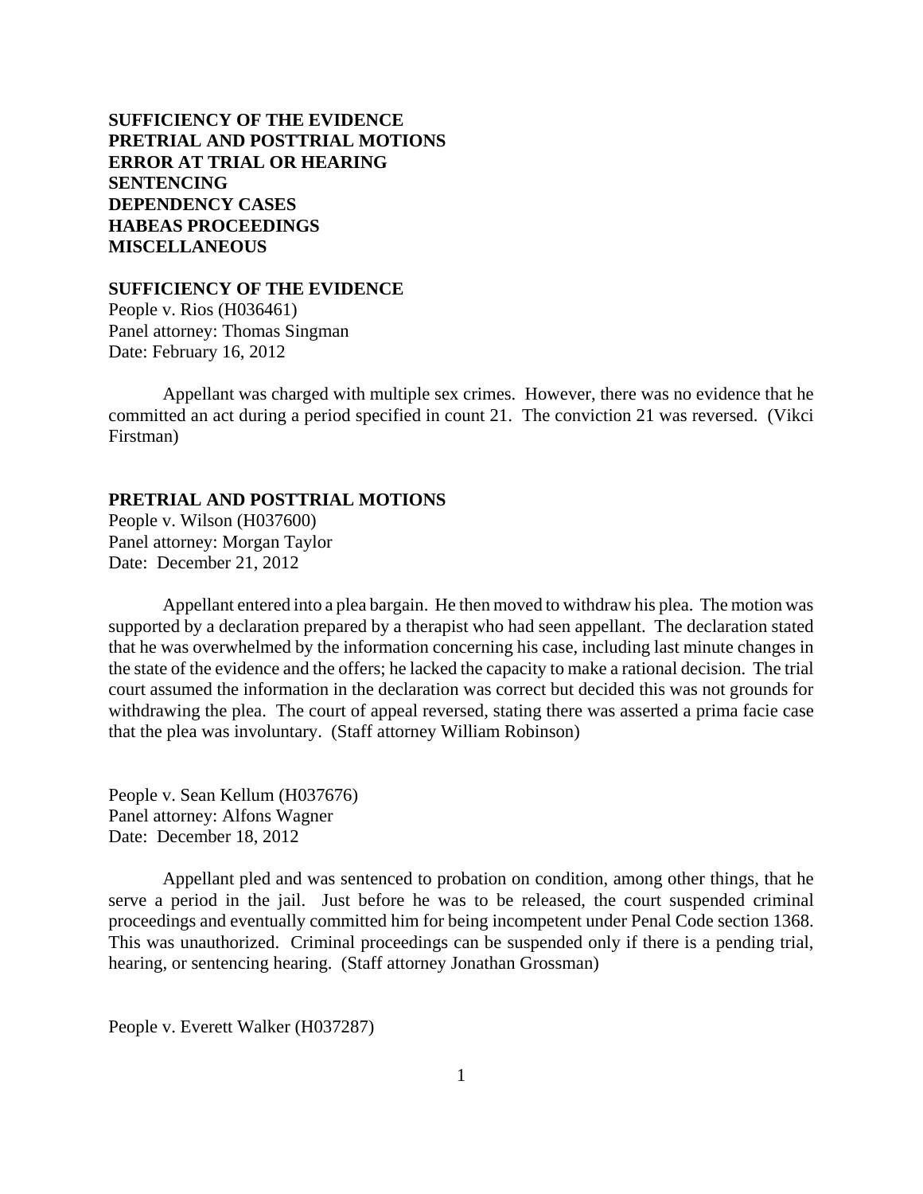**SUFFICIENCY OF THE EVIDENCE**
**PRETRIAL AND POSTTRIAL MOTIONS**
**ERROR AT TRIAL OR HEARING**
**SENTENCING**
**DEPENDENCY CASES**
**HABEAS PROCEEDINGS**
**MISCELLANEOUS**

## SUFFICIENCY OF THE EVIDENCE

People v. Rios (H036461)
Panel attorney: Thomas Singman
Date: February 16, 2012

Appellant was charged with multiple sex crimes. However, there was no evidence that he committed an act during a period specified in count 21. The conviction 21 was reversed. (Vikci Firstman)

## PRETRIAL AND POSTTRIAL MOTIONS

People v. Wilson (H037600)
Panel attorney: Morgan Taylor
Date: December 21, 2012

Appellant entered into a plea bargain. He then moved to withdraw his plea. The motion was supported by a declaration prepared by a therapist who had seen appellant. The declaration stated that he was overwhelmed by the information concerning his case, including last minute changes in the state of the evidence and the offers; he lacked the capacity to make a rational decision. The trial court assumed the information in the declaration was correct but decided this was not grounds for withdrawing the plea. The court of appeal reversed, stating there was asserted a prima facie case that the plea was involuntary. (Staff attorney William Robinson)

People v. Sean Kellum (H037676)
Panel attorney: Alfons Wagner
Date: December 18, 2012

Appellant pled and was sentenced to probation on condition, among other things, that he serve a period in the jail. Just before he was to be released, the court suspended criminal proceedings and eventually committed him for being incompetent under Penal Code section 1368. This was unauthorized. Criminal proceedings can be suspended only if there is a pending trial, hearing, or sentencing hearing. (Staff attorney Jonathan Grossman)

People v. Everett Walker (H037287)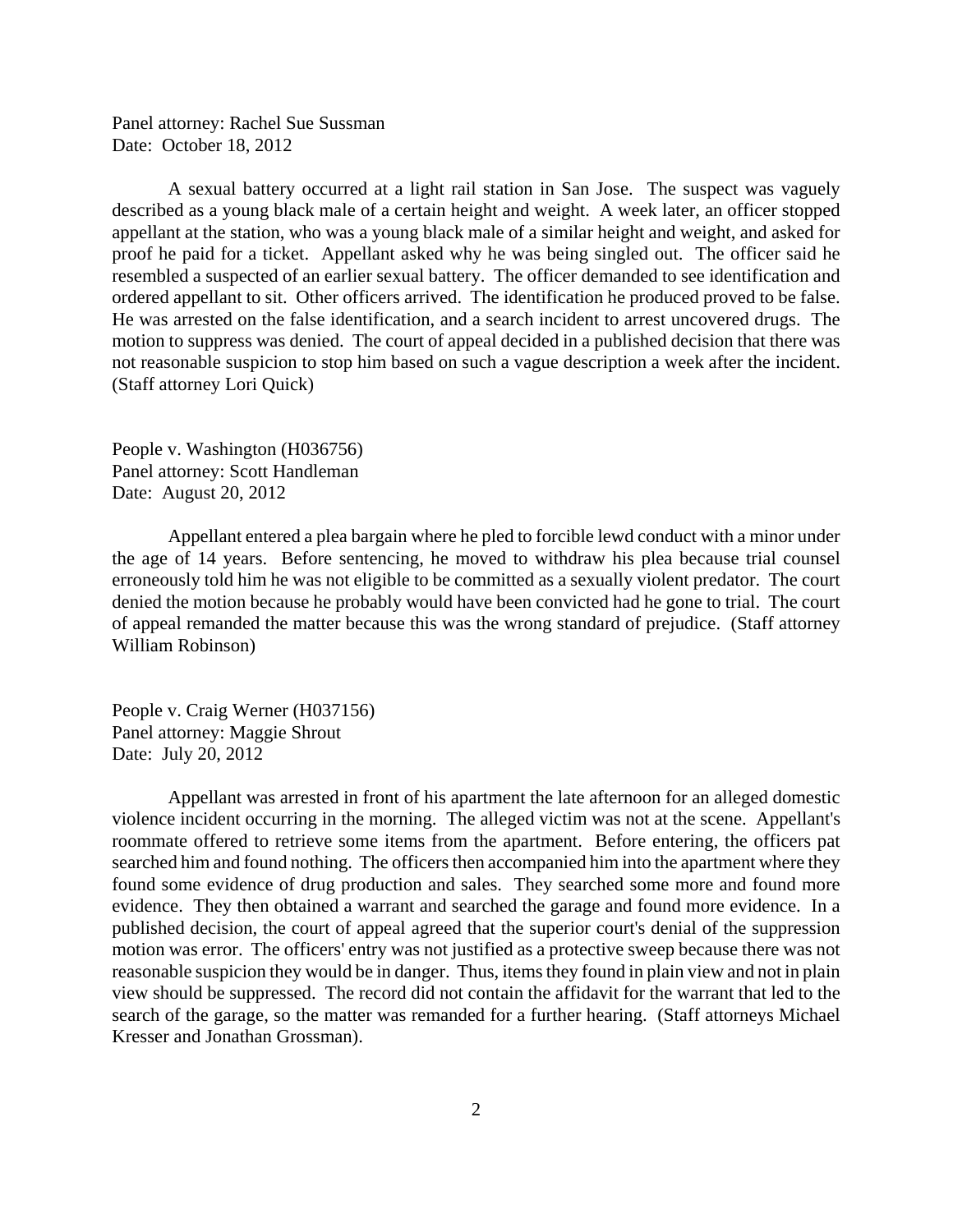Panel attorney: Rachel Sue Sussman
Date: October 18, 2012

A sexual battery occurred at a light rail station in San Jose. The suspect was vaguely described as a young black male of a certain height and weight. A week later, an officer stopped appellant at the station, who was a young black male of a similar height and weight, and asked for proof he paid for a ticket. Appellant asked why he was being singled out. The officer said he resembled a suspected of an earlier sexual battery. The officer demanded to see identification and ordered appellant to sit. Other officers arrived. The identification he produced proved to be false. He was arrested on the false identification, and a search incident to arrest uncovered drugs. The motion to suppress was denied. The court of appeal decided in a published decision that there was not reasonable suspicion to stop him based on such a vague description a week after the incident. (Staff attorney Lori Quick)

People v. Washington (H036756)
Panel attorney: Scott Handleman
Date: August 20, 2012

Appellant entered a plea bargain where he pled to forcible lewd conduct with a minor under the age of 14 years. Before sentencing, he moved to withdraw his plea because trial counsel erroneously told him he was not eligible to be committed as a sexually violent predator. The court denied the motion because he probably would have been convicted had he gone to trial. The court of appeal remanded the matter because this was the wrong standard of prejudice. (Staff attorney William Robinson)

People v. Craig Werner (H037156)
Panel attorney: Maggie Shrout
Date: July 20, 2012

Appellant was arrested in front of his apartment the late afternoon for an alleged domestic violence incident occurring in the morning. The alleged victim was not at the scene. Appellant's roommate offered to retrieve some items from the apartment. Before entering, the officers pat searched him and found nothing. The officers then accompanied him into the apartment where they found some evidence of drug production and sales. They searched some more and found more evidence. They then obtained a warrant and searched the garage and found more evidence. In a published decision, the court of appeal agreed that the superior court's denial of the suppression motion was error. The officers' entry was not justified as a protective sweep because there was not reasonable suspicion they would be in danger. Thus, items they found in plain view and not in plain view should be suppressed. The record did not contain the affidavit for the warrant that led to the search of the garage, so the matter was remanded for a further hearing. (Staff attorneys Michael Kresser and Jonathan Grossman).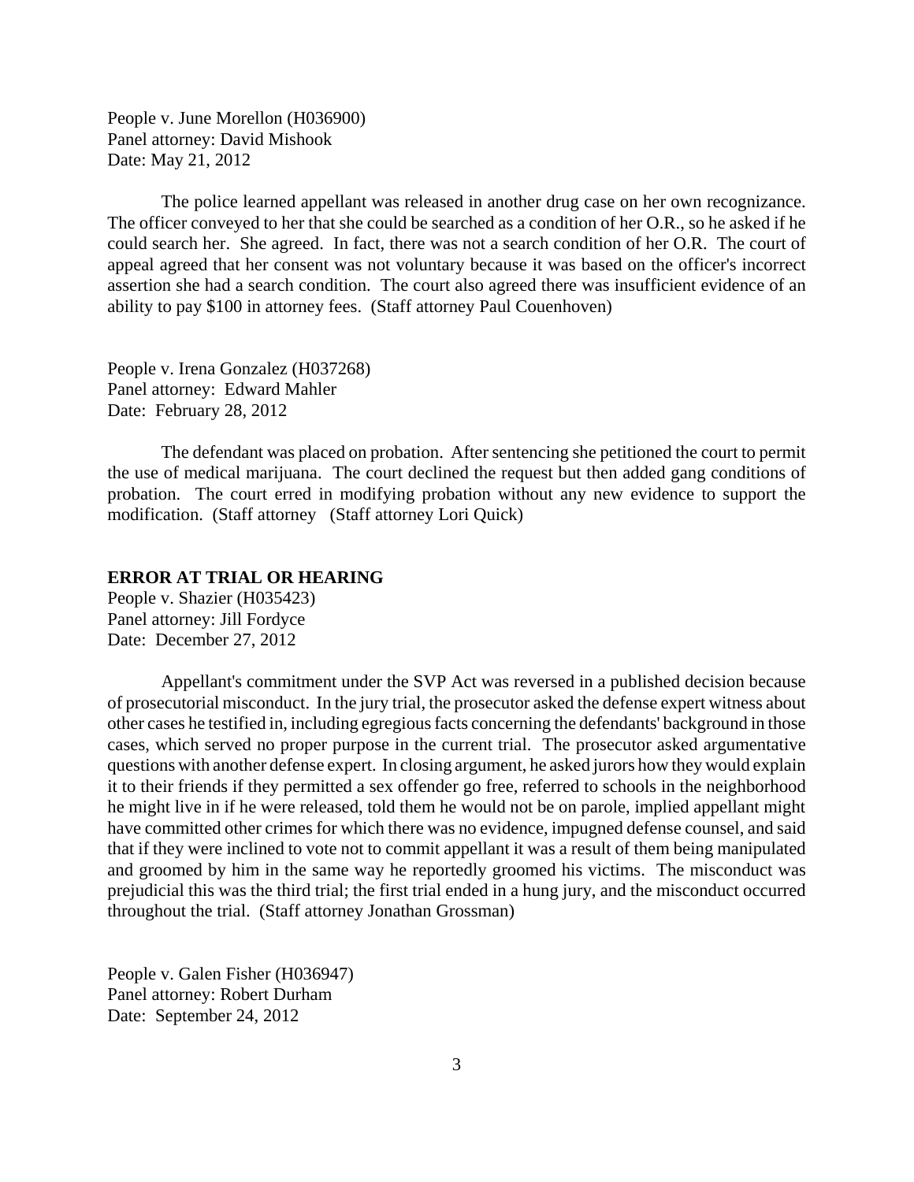People v. June Morellon (H036900)
Panel attorney: David Mishook
Date: May 21, 2012

The police learned appellant was released in another drug case on her own recognizance. The officer conveyed to her that she could be searched as a condition of her O.R., so he asked if he could search her. She agreed. In fact, there was not a search condition of her O.R. The court of appeal agreed that her consent was not voluntary because it was based on the officer's incorrect assertion she had a search condition. The court also agreed there was insufficient evidence of an ability to pay $100 in attorney fees. (Staff attorney Paul Couenhoven)

People v. Irena Gonzalez (H037268)
Panel attorney: Edward Mahler
Date: February 28, 2012

The defendant was placed on probation. After sentencing she petitioned the court to permit the use of medical marijuana. The court declined the request but then added gang conditions of probation. The court erred in modifying probation without any new evidence to support the modification. (Staff attorney (Staff attorney Lori Quick)

**ERROR AT TRIAL OR HEARING**

People v. Shazier (H035423)
Panel attorney: Jill Fordyce
Date: December 27, 2012

Appellant's commitment under the SVP Act was reversed in a published decision because of prosecutorial misconduct. In the jury trial, the prosecutor asked the defense expert witness about other cases he testified in, including egregious facts concerning the defendants' background in those cases, which served no proper purpose in the current trial. The prosecutor asked argumentative questions with another defense expert. In closing argument, he asked jurors how they would explain it to their friends if they permitted a sex offender go free, referred to schools in the neighborhood he might live in if he were released, told them he would not be on parole, implied appellant might have committed other crimes for which there was no evidence, impugned defense counsel, and said that if they were inclined to vote not to commit appellant it was a result of them being manipulated and groomed by him in the same way he reportedly groomed his victims. The misconduct was prejudicial this was the third trial; the first trial ended in a hung jury, and the misconduct occurred throughout the trial. (Staff attorney Jonathan Grossman)

People v. Galen Fisher (H036947)
Panel attorney: Robert Durham
Date: September 24, 2012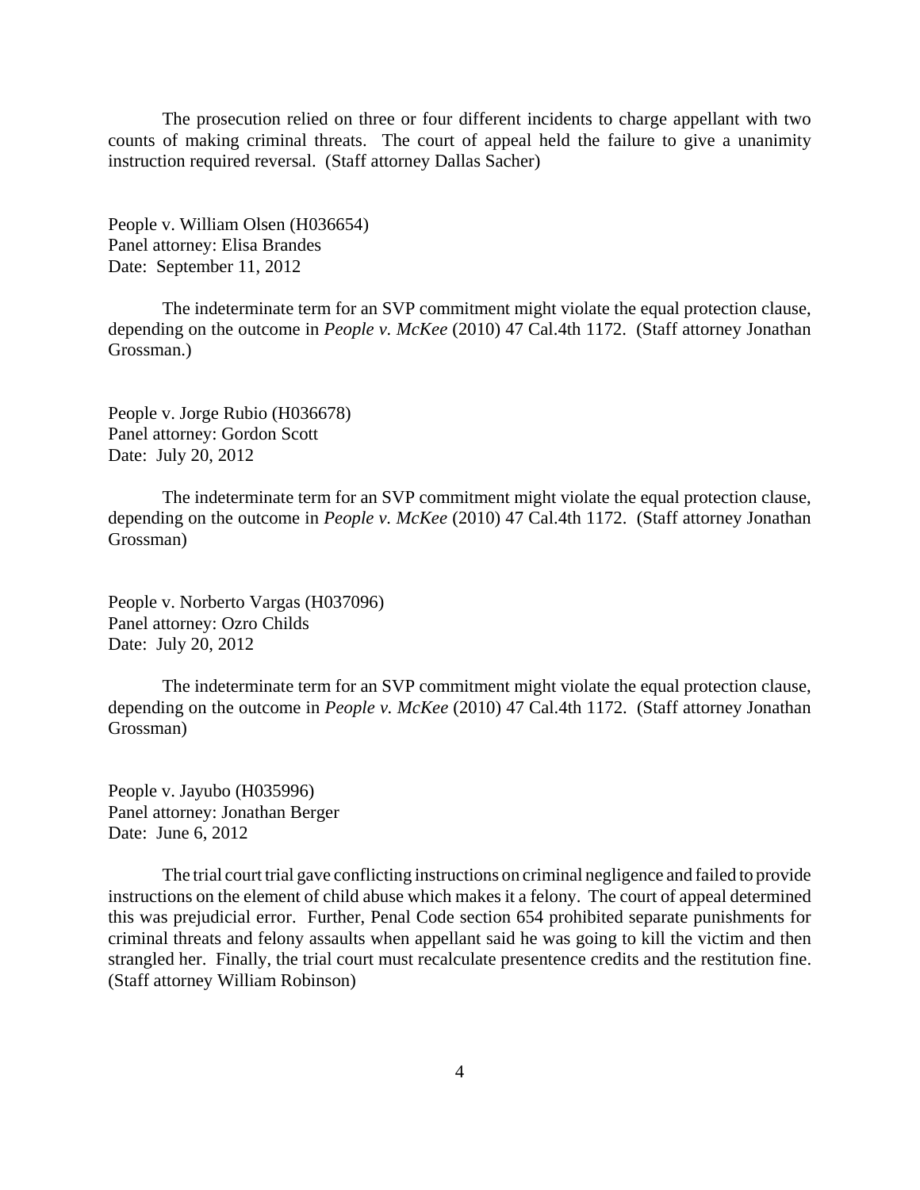The prosecution relied on three or four different incidents to charge appellant with two counts of making criminal threats. The court of appeal held the failure to give a unanimity instruction required reversal. (Staff attorney Dallas Sacher)

People v. William Olsen (H036654)
Panel attorney: Elisa Brandes
Date: September 11, 2012

The indeterminate term for an SVP commitment might violate the equal protection clause, depending on the outcome in *People v. McKee* (2010) 47 Cal.4th 1172. (Staff attorney Jonathan Grossman.)

People v. Jorge Rubio (H036678)
Panel attorney: Gordon Scott
Date: July 20, 2012

The indeterminate term for an SVP commitment might violate the equal protection clause, depending on the outcome in *People v. McKee* (2010) 47 Cal.4th 1172. (Staff attorney Jonathan Grossman)

People v. Norberto Vargas (H037096)
Panel attorney: Ozro Childs
Date: July 20, 2012

The indeterminate term for an SVP commitment might violate the equal protection clause, depending on the outcome in *People v. McKee* (2010) 47 Cal.4th 1172. (Staff attorney Jonathan Grossman)

People v. Jayubo (H035996)
Panel attorney: Jonathan Berger
Date: June 6, 2012

The trial court trial gave conflicting instructions on criminal negligence and failed to provide instructions on the element of child abuse which makes it a felony. The court of appeal determined this was prejudicial error. Further, Penal Code section 654 prohibited separate punishments for criminal threats and felony assaults when appellant said he was going to kill the victim and then strangled her. Finally, the trial court must recalculate presentence credits and the restitution fine. (Staff attorney William Robinson)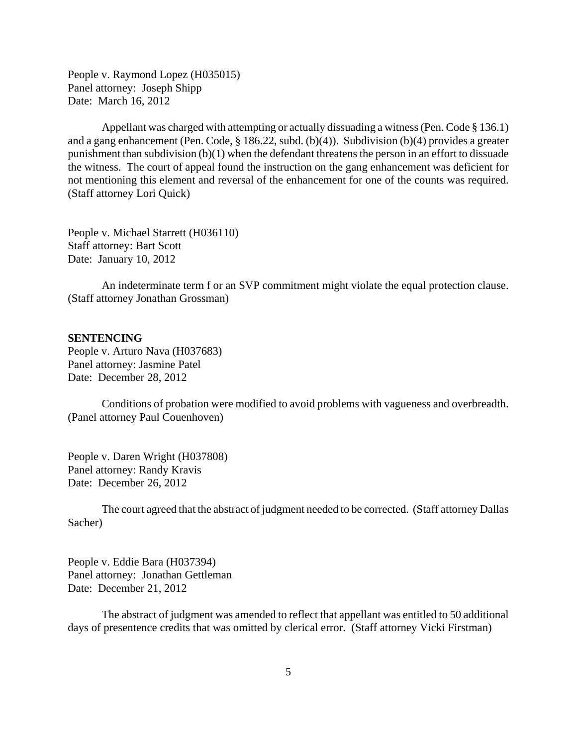People v. Raymond Lopez (H035015)
Panel attorney: Joseph Shipp
Date: March 16, 2012

Appellant was charged with attempting or actually dissuading a witness (Pen. Code § 136.1) and a gang enhancement (Pen. Code, § 186.22, subd. (b)(4)). Subdivision (b)(4) provides a greater punishment than subdivision (b)(1) when the defendant threatens the person in an effort to dissuade the witness. The court of appeal found the instruction on the gang enhancement was deficient for not mentioning this element and reversal of the enhancement for one of the counts was required. (Staff attorney Lori Quick)

People v. Michael Starrett (H036110)
Staff attorney: Bart Scott
Date: January 10, 2012

An indeterminate term f or an SVP commitment might violate the equal protection clause. (Staff attorney Jonathan Grossman)

**SENTENCING**

People v. Arturo Nava (H037683)
Panel attorney: Jasmine Patel
Date: December 28, 2012

Conditions of probation were modified to avoid problems with vagueness and overbreadth. (Panel attorney Paul Couenhoven)

People v. Daren Wright (H037808)
Panel attorney: Randy Kravis
Date: December 26, 2012

The court agreed that the abstract of judgment needed to be corrected. (Staff attorney Dallas Sacher)

People v. Eddie Bara (H037394)
Panel attorney: Jonathan Gettleman
Date: December 21, 2012

The abstract of judgment was amended to reflect that appellant was entitled to 50 additional days of presentence credits that was omitted by clerical error. (Staff attorney Vicki Firstman)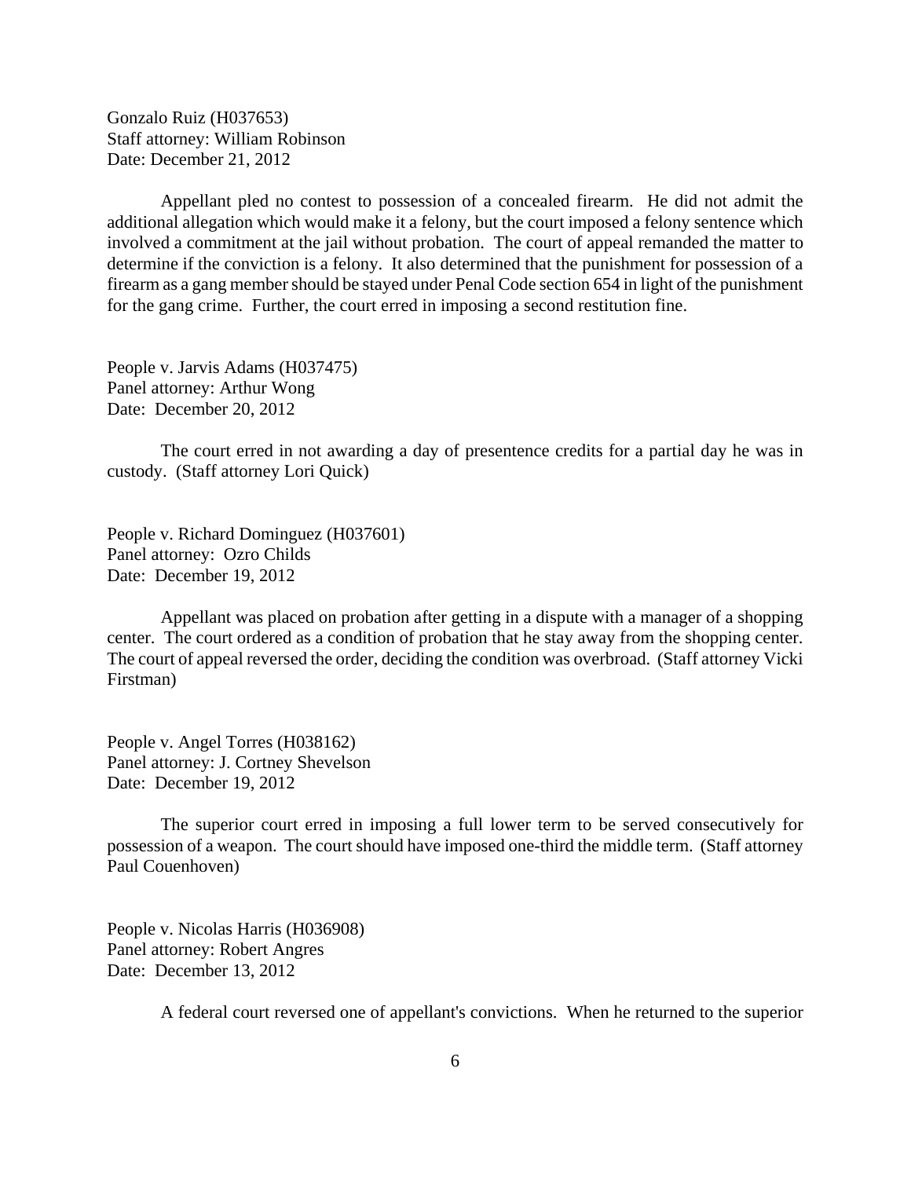Gonzalo Ruiz (H037653)
Staff attorney: William Robinson
Date: December 21, 2012

Appellant pled no contest to possession of a concealed firearm. He did not admit the additional allegation which would make it a felony, but the court imposed a felony sentence which involved a commitment at the jail without probation. The court of appeal remanded the matter to determine if the conviction is a felony. It also determined that the punishment for possession of a firearm as a gang member should be stayed under Penal Code section 654 in light of the punishment for the gang crime. Further, the court erred in imposing a second restitution fine.

People v. Jarvis Adams (H037475)
Panel attorney: Arthur Wong
Date: December 20, 2012

The court erred in not awarding a day of presentence credits for a partial day he was in custody. (Staff attorney Lori Quick)

People v. Richard Dominguez (H037601)
Panel attorney: Ozro Childs
Date: December 19, 2012

Appellant was placed on probation after getting in a dispute with a manager of a shopping center. The court ordered as a condition of probation that he stay away from the shopping center. The court of appeal reversed the order, deciding the condition was overbroad. (Staff attorney Vicki Firstman)

People v. Angel Torres (H038162)
Panel attorney: J. Cortney Shevelson
Date: December 19, 2012

The superior court erred in imposing a full lower term to be served consecutively for possession of a weapon. The court should have imposed one-third the middle term. (Staff attorney Paul Couenhoven)

People v. Nicolas Harris (H036908)
Panel attorney: Robert Angres
Date: December 13, 2012

A federal court reversed one of appellant's convictions. When he returned to the superior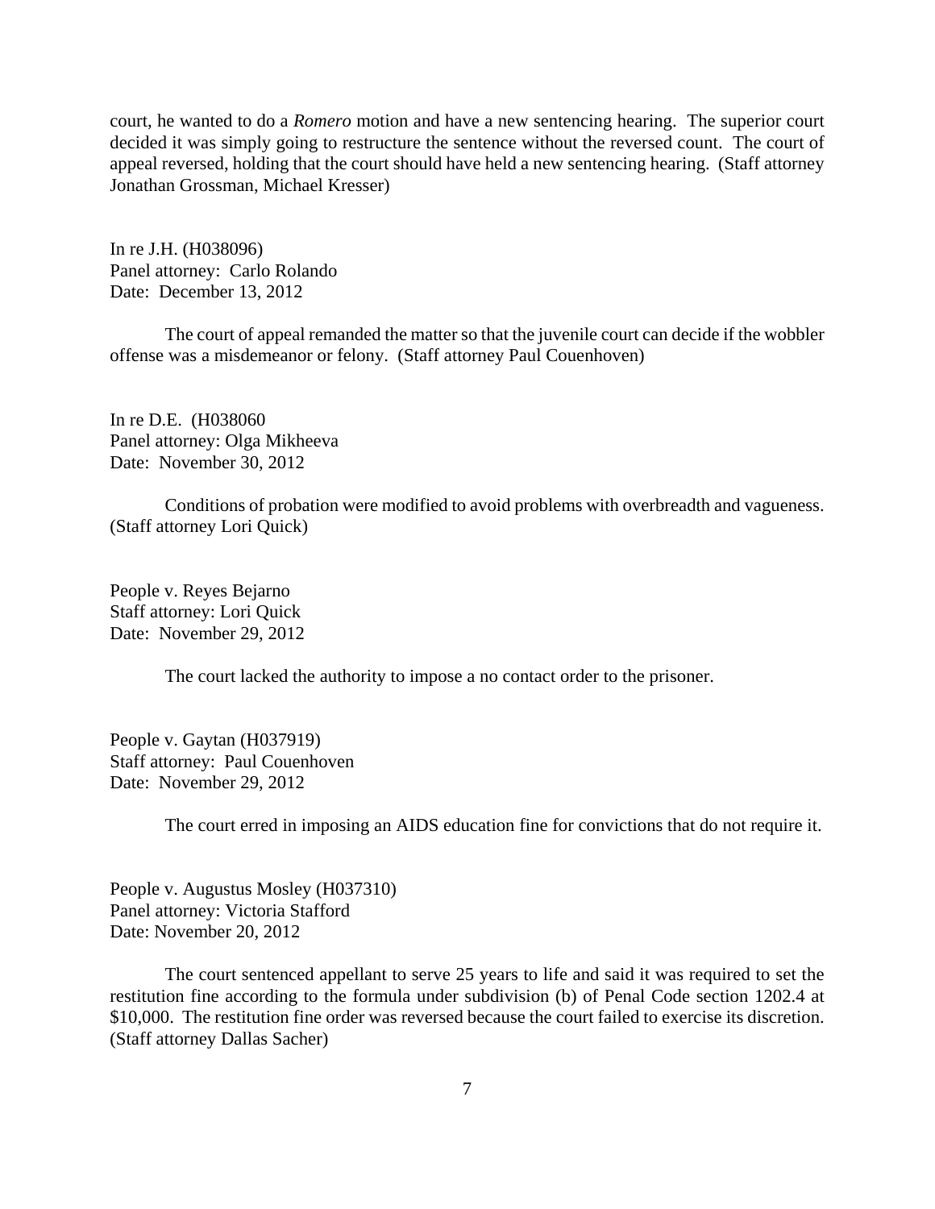court, he wanted to do a *Romero* motion and have a new sentencing hearing. The superior court decided it was simply going to restructure the sentence without the reversed count. The court of appeal reversed, holding that the court should have held a new sentencing hearing. (Staff attorney Jonathan Grossman, Michael Kresser)

In re J.H. (H038096)
Panel attorney: Carlo Rolando
Date: December 13, 2012

The court of appeal remanded the matter so that the juvenile court can decide if the wobbler offense was a misdemeanor or felony. (Staff attorney Paul Couenhoven)

In re D.E. (H038060
Panel attorney: Olga Mikheeva
Date: November 30, 2012

Conditions of probation were modified to avoid problems with overbreadth and vagueness. (Staff attorney Lori Quick)

People v. Reyes Bejarno
Staff attorney: Lori Quick
Date: November 29, 2012

The court lacked the authority to impose a no contact order to the prisoner.

People v. Gaytan (H037919)
Staff attorney: Paul Couenhoven
Date: November 29, 2012

The court erred in imposing an AIDS education fine for convictions that do not require it.

People v. Augustus Mosley (H037310)
Panel attorney: Victoria Stafford
Date: November 20, 2012

The court sentenced appellant to serve 25 years to life and said it was required to set the restitution fine according to the formula under subdivision (b) of Penal Code section 1202.4 at $10,000. The restitution fine order was reversed because the court failed to exercise its discretion. (Staff attorney Dallas Sacher)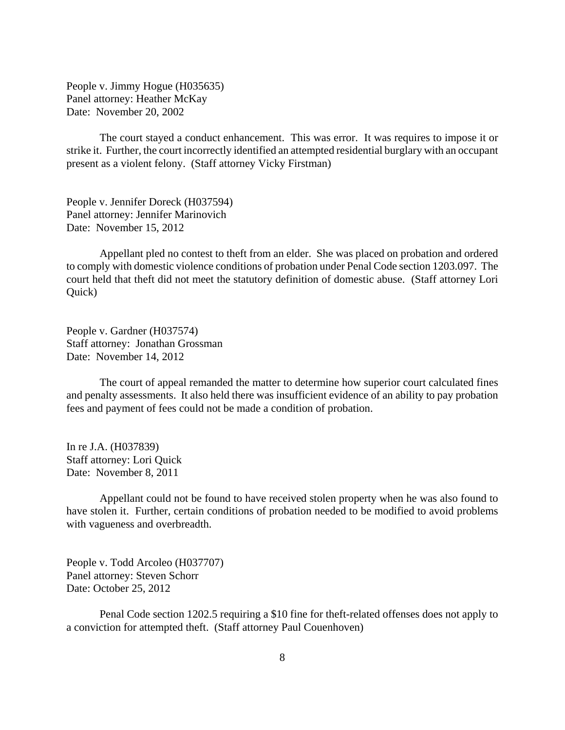People v. Jimmy Hogue (H035635)
Panel attorney: Heather McKay
Date: November 20, 2002

The court stayed a conduct enhancement. This was error. It was requires to impose it or strike it. Further, the court incorrectly identified an attempted residential burglary with an occupant present as a violent felony. (Staff attorney Vicky Firstman)

People v. Jennifer Doreck (H037594)
Panel attorney: Jennifer Marinovich
Date: November 15, 2012

Appellant pled no contest to theft from an elder. She was placed on probation and ordered to comply with domestic violence conditions of probation under Penal Code section 1203.097. The court held that theft did not meet the statutory definition of domestic abuse. (Staff attorney Lori Quick)

People v. Gardner (H037574)
Staff attorney: Jonathan Grossman
Date: November 14, 2012

The court of appeal remanded the matter to determine how superior court calculated fines and penalty assessments. It also held there was insufficient evidence of an ability to pay probation fees and payment of fees could not be made a condition of probation.

In re J.A. (H037839)
Staff attorney: Lori Quick
Date: November 8, 2011

Appellant could not be found to have received stolen property when he was also found to have stolen it. Further, certain conditions of probation needed to be modified to avoid problems with vagueness and overbreadth.

People v. Todd Arcoleo (H037707)
Panel attorney: Steven Schorr
Date: October 25, 2012

Penal Code section 1202.5 requiring a $10 fine for theft-related offenses does not apply to a conviction for attempted theft. (Staff attorney Paul Couenhoven)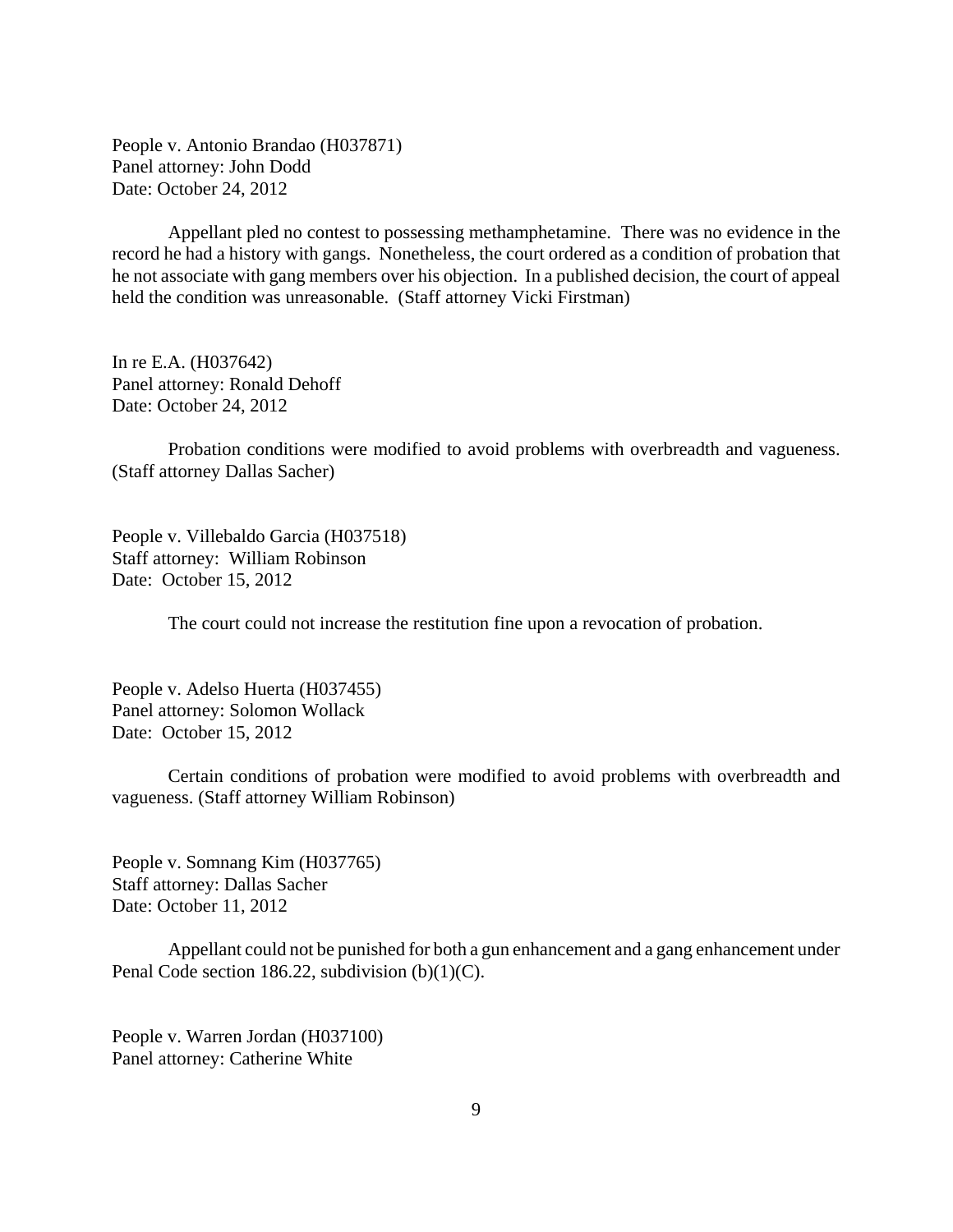People v. Antonio Brandao (H037871)
Panel attorney: John Dodd
Date: October 24, 2012

Appellant pled no contest to possessing methamphetamine. There was no evidence in the record he had a history with gangs. Nonetheless, the court ordered as a condition of probation that he not associate with gang members over his objection. In a published decision, the court of appeal held the condition was unreasonable. (Staff attorney Vicki Firstman)

In re E.A. (H037642)
Panel attorney: Ronald Dehoff
Date: October 24, 2012

Probation conditions were modified to avoid problems with overbreadth and vagueness. (Staff attorney Dallas Sacher)

People v. Villebaldo Garcia (H037518)
Staff attorney: William Robinson
Date: October 15, 2012

The court could not increase the restitution fine upon a revocation of probation.

People v. Adelso Huerta (H037455)
Panel attorney: Solomon Wollack
Date: October 15, 2012

Certain conditions of probation were modified to avoid problems with overbreadth and vagueness. (Staff attorney William Robinson)

People v. Somnang Kim (H037765)
Staff attorney: Dallas Sacher
Date: October 11, 2012

Appellant could not be punished for both a gun enhancement and a gang enhancement under Penal Code section 186.22, subdivision (b)(1)(C).

People v. Warren Jordan (H037100)
Panel attorney: Catherine White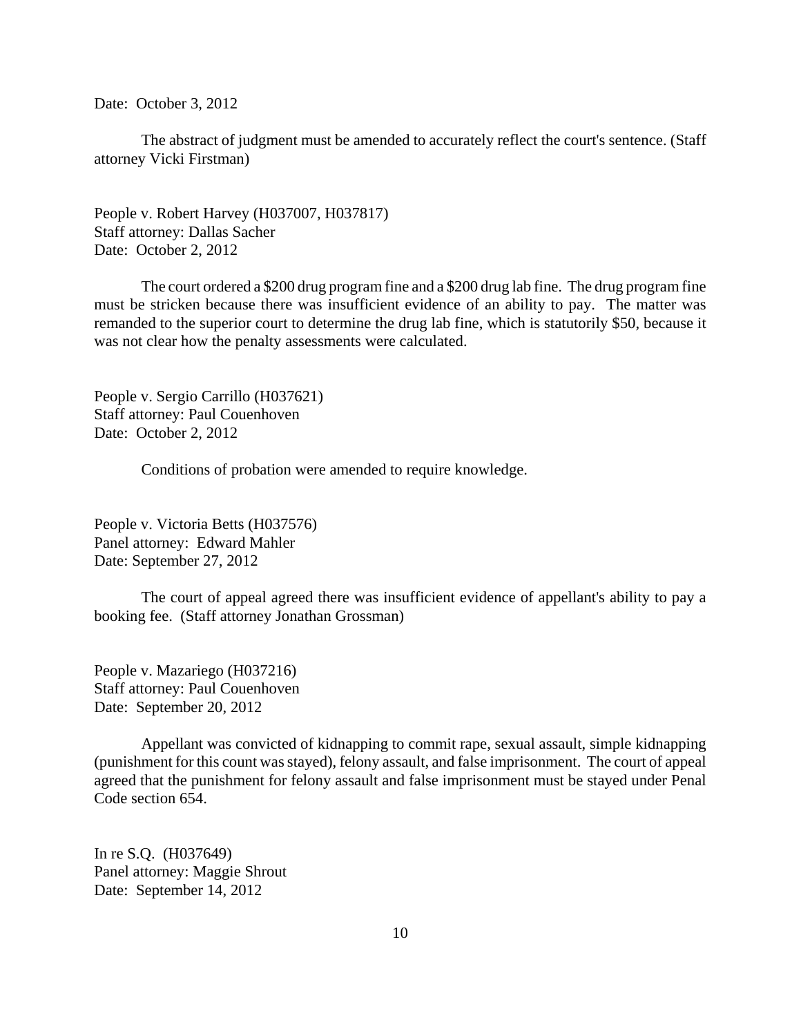Date: October 3, 2012

The abstract of judgment must be amended to accurately reflect the court's sentence. (Staff attorney Vicki Firstman)

People v. Robert Harvey (H037007, H037817)
Staff attorney: Dallas Sacher
Date: October 2, 2012

The court ordered a $200 drug program fine and a $200 drug lab fine. The drug program fine must be stricken because there was insufficient evidence of an ability to pay. The matter was remanded to the superior court to determine the drug lab fine, which is statutorily $50, because it was not clear how the penalty assessments were calculated.

People v. Sergio Carrillo (H037621)
Staff attorney: Paul Couenhoven
Date: October 2, 2012

Conditions of probation were amended to require knowledge.

People v. Victoria Betts (H037576)
Panel attorney: Edward Mahler
Date: September 27, 2012

The court of appeal agreed there was insufficient evidence of appellant's ability to pay a booking fee. (Staff attorney Jonathan Grossman)

People v. Mazariego (H037216)
Staff attorney: Paul Couenhoven
Date: September 20, 2012

Appellant was convicted of kidnapping to commit rape, sexual assault, simple kidnapping (punishment for this count was stayed), felony assault, and false imprisonment. The court of appeal agreed that the punishment for felony assault and false imprisonment must be stayed under Penal Code section 654.

In re S.Q. (H037649)
Panel attorney: Maggie Shrout
Date: September 14, 2012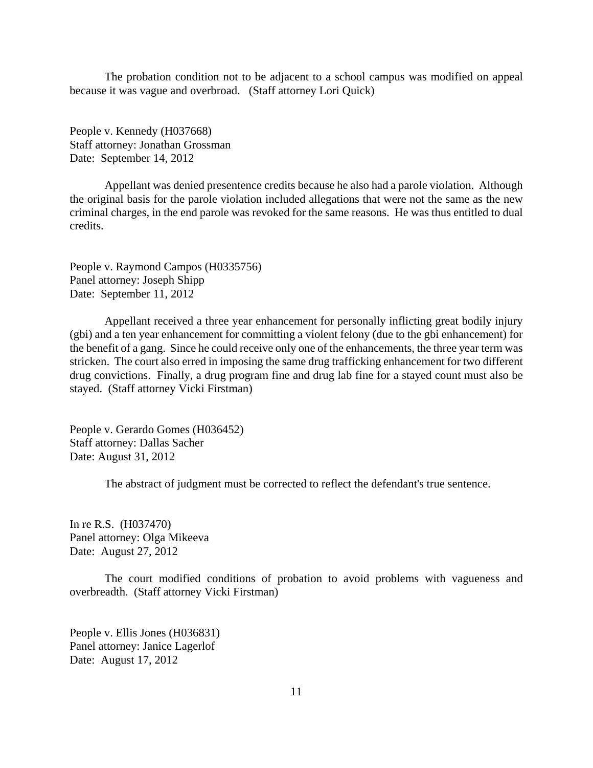The probation condition not to be adjacent to a school campus was modified on appeal because it was vague and overbroad. (Staff attorney Lori Quick)

People v. Kennedy (H037668)
Staff attorney: Jonathan Grossman
Date: September 14, 2012

Appellant was denied presentence credits because he also had a parole violation. Although the original basis for the parole violation included allegations that were not the same as the new criminal charges, in the end parole was revoked for the same reasons. He was thus entitled to dual credits.

People v. Raymond Campos (H0335756)
Panel attorney: Joseph Shipp
Date: September 11, 2012

Appellant received a three year enhancement for personally inflicting great bodily injury (gbi) and a ten year enhancement for committing a violent felony (due to the gbi enhancement) for the benefit of a gang. Since he could receive only one of the enhancements, the three year term was stricken. The court also erred in imposing the same drug trafficking enhancement for two different drug convictions. Finally, a drug program fine and drug lab fine for a stayed count must also be stayed. (Staff attorney Vicki Firstman)

People v. Gerardo Gomes (H036452)
Staff attorney: Dallas Sacher
Date: August 31, 2012

The abstract of judgment must be corrected to reflect the defendant's true sentence.

In re R.S. (H037470)
Panel attorney: Olga Mikeeva
Date: August 27, 2012

The court modified conditions of probation to avoid problems with vagueness and overbreadth. (Staff attorney Vicki Firstman)

People v. Ellis Jones (H036831)
Panel attorney: Janice Lagerlof
Date: August 17, 2012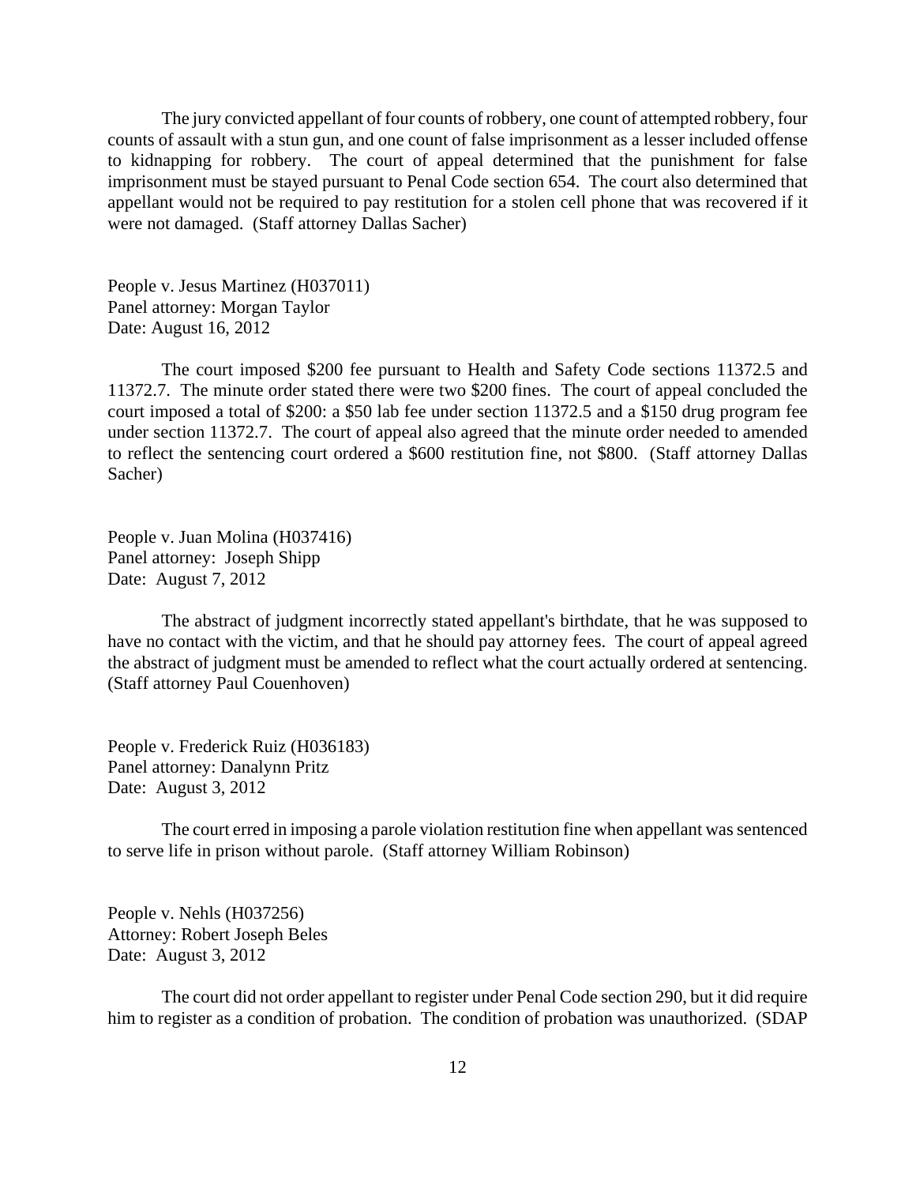The jury convicted appellant of four counts of robbery, one count of attempted robbery, four counts of assault with a stun gun, and one count of false imprisonment as a lesser included offense to kidnapping for robbery. The court of appeal determined that the punishment for false imprisonment must be stayed pursuant to Penal Code section 654. The court also determined that appellant would not be required to pay restitution for a stolen cell phone that was recovered if it were not damaged. (Staff attorney Dallas Sacher)

People v. Jesus Martinez (H037011)
Panel attorney: Morgan Taylor
Date: August 16, 2012

The court imposed $200 fee pursuant to Health and Safety Code sections 11372.5 and 11372.7. The minute order stated there were two $200 fines. The court of appeal concluded the court imposed a total of $200: a $50 lab fee under section 11372.5 and a $150 drug program fee under section 11372.7. The court of appeal also agreed that the minute order needed to amended to reflect the sentencing court ordered a $600 restitution fine, not $800. (Staff attorney Dallas Sacher)

People v. Juan Molina (H037416)
Panel attorney: Joseph Shipp
Date: August 7, 2012

The abstract of judgment incorrectly stated appellant's birthdate, that he was supposed to have no contact with the victim, and that he should pay attorney fees. The court of appeal agreed the abstract of judgment must be amended to reflect what the court actually ordered at sentencing. (Staff attorney Paul Couenhoven)

People v. Frederick Ruiz (H036183)
Panel attorney: Danalynn Pritz
Date: August 3, 2012

The court erred in imposing a parole violation restitution fine when appellant was sentenced to serve life in prison without parole. (Staff attorney William Robinson)

People v. Nehls (H037256)
Attorney: Robert Joseph Beles
Date: August 3, 2012

The court did not order appellant to register under Penal Code section 290, but it did require him to register as a condition of probation. The condition of probation was unauthorized. (SDAP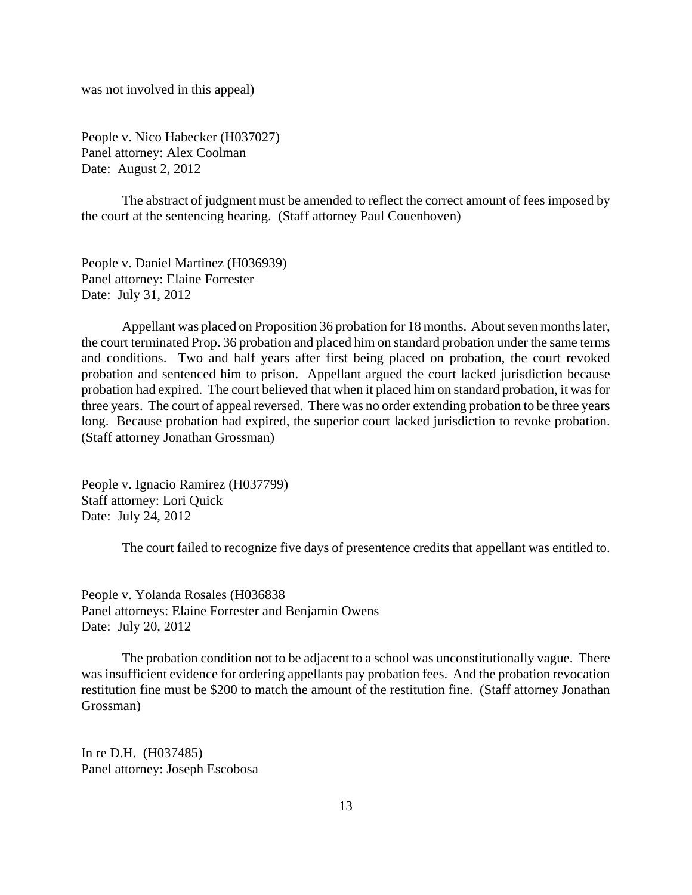was not involved in this appeal)

People v. Nico Habecker (H037027)
Panel attorney: Alex Coolman
Date: August 2, 2012

The abstract of judgment must be amended to reflect the correct amount of fees imposed by the court at the sentencing hearing. (Staff attorney Paul Couenhoven)

People v. Daniel Martinez (H036939)
Panel attorney: Elaine Forrester
Date: July 31, 2012

Appellant was placed on Proposition 36 probation for 18 months. About seven months later, the court terminated Prop. 36 probation and placed him on standard probation under the same terms and conditions. Two and half years after first being placed on probation, the court revoked probation and sentenced him to prison. Appellant argued the court lacked jurisdiction because probation had expired. The court believed that when it placed him on standard probation, it was for three years. The court of appeal reversed. There was no order extending probation to be three years long. Because probation had expired, the superior court lacked jurisdiction to revoke probation. (Staff attorney Jonathan Grossman)

People v. Ignacio Ramirez (H037799)
Staff attorney: Lori Quick
Date: July 24, 2012

The court failed to recognize five days of presentence credits that appellant was entitled to.

People v. Yolanda Rosales (H036838
Panel attorneys: Elaine Forrester and Benjamin Owens
Date: July 20, 2012

The probation condition not to be adjacent to a school was unconstitutionally vague. There was insufficient evidence for ordering appellants pay probation fees. And the probation revocation restitution fine must be $200 to match the amount of the restitution fine. (Staff attorney Jonathan Grossman)

In re D.H. (H037485)
Panel attorney: Joseph Escobosa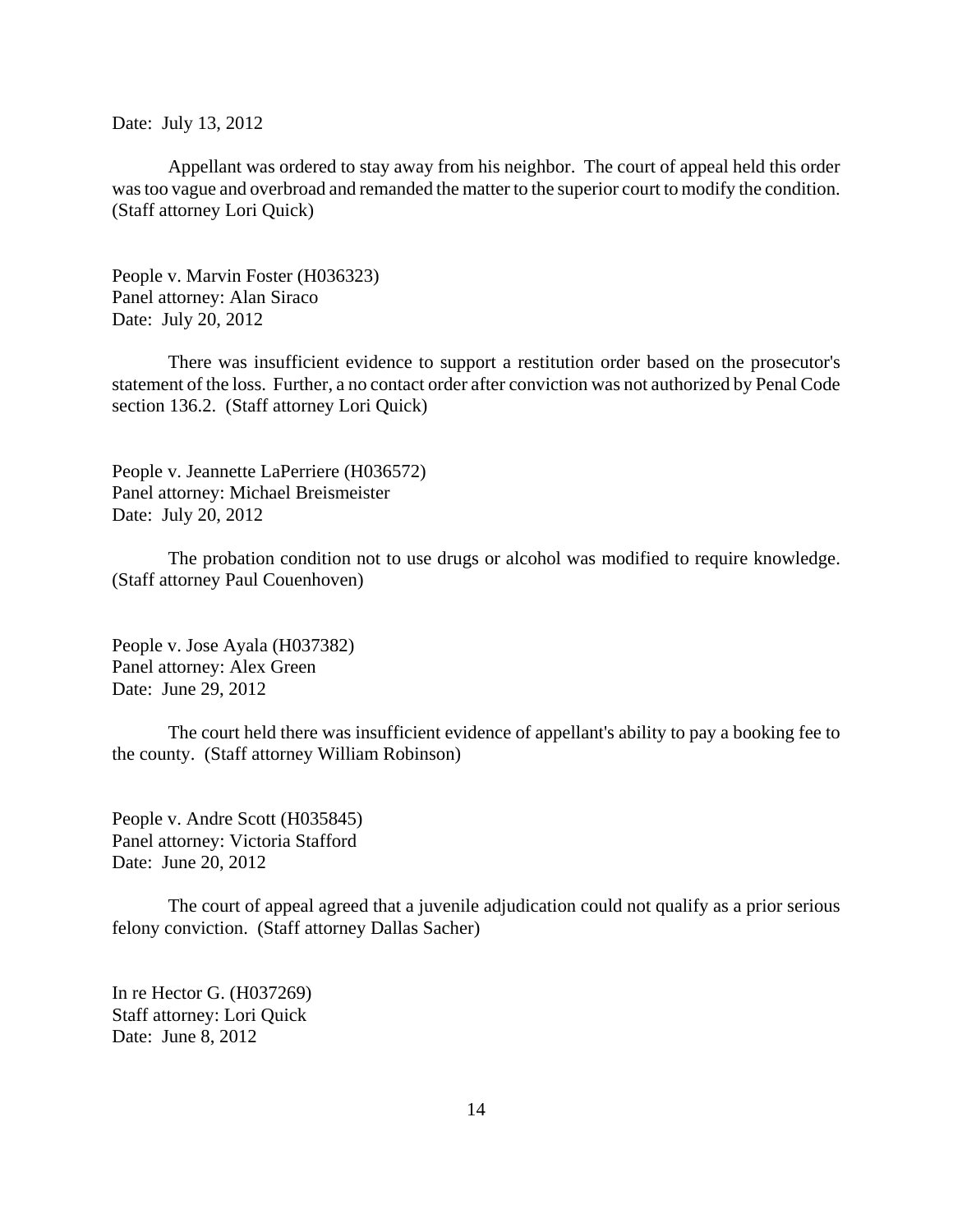Date: July 13, 2012

Appellant was ordered to stay away from his neighbor. The court of appeal held this order was too vague and overbroad and remanded the matter to the superior court to modify the condition. (Staff attorney Lori Quick)

People v. Marvin Foster (H036323)
Panel attorney: Alan Siraco
Date: July 20, 2012

There was insufficient evidence to support a restitution order based on the prosecutor's statement of the loss. Further, a no contact order after conviction was not authorized by Penal Code section 136.2. (Staff attorney Lori Quick)

People v. Jeannette LaPerriere (H036572)
Panel attorney: Michael Breismeister
Date: July 20, 2012

The probation condition not to use drugs or alcohol was modified to require knowledge. (Staff attorney Paul Couenhoven)

People v. Jose Ayala (H037382)
Panel attorney: Alex Green
Date: June 29, 2012

The court held there was insufficient evidence of appellant's ability to pay a booking fee to the county. (Staff attorney William Robinson)

People v. Andre Scott (H035845)
Panel attorney: Victoria Stafford
Date: June 20, 2012

The court of appeal agreed that a juvenile adjudication could not qualify as a prior serious felony conviction. (Staff attorney Dallas Sacher)

In re Hector G. (H037269)
Staff attorney: Lori Quick
Date: June 8, 2012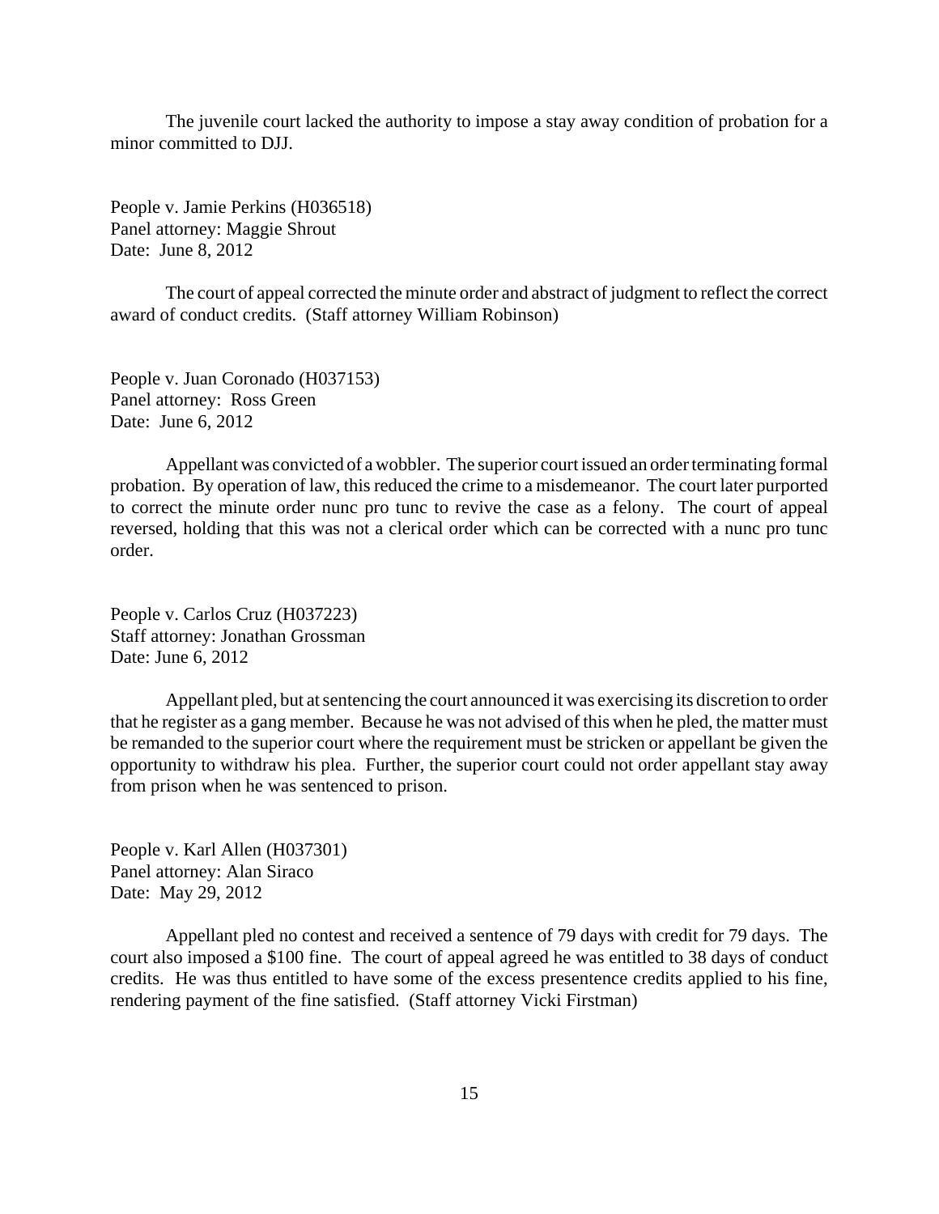The juvenile court lacked the authority to impose a stay away condition of probation for a minor committed to DJJ.

People v. Jamie Perkins (H036518)
Panel attorney: Maggie Shrout
Date: June 8, 2012

The court of appeal corrected the minute order and abstract of judgment to reflect the correct award of conduct credits. (Staff attorney William Robinson)

People v. Juan Coronado (H037153)
Panel attorney: Ross Green
Date: June 6, 2012

Appellant was convicted of a wobbler. The superior court issued an order terminating formal probation. By operation of law, this reduced the crime to a misdemeanor. The court later purported to correct the minute order nunc pro tunc to revive the case as a felony. The court of appeal reversed, holding that this was not a clerical order which can be corrected with a nunc pro tunc order.

People v. Carlos Cruz (H037223)
Staff attorney: Jonathan Grossman
Date: June 6, 2012

Appellant pled, but at sentencing the court announced it was exercising its discretion to order that he register as a gang member. Because he was not advised of this when he pled, the matter must be remanded to the superior court where the requirement must be stricken or appellant be given the opportunity to withdraw his plea. Further, the superior court could not order appellant stay away from prison when he was sentenced to prison.

People v. Karl Allen (H037301)
Panel attorney: Alan Siraco
Date: May 29, 2012

Appellant pled no contest and received a sentence of 79 days with credit for 79 days. The court also imposed a $100 fine. The court of appeal agreed he was entitled to 38 days of conduct credits. He was thus entitled to have some of the excess presentence credits applied to his fine, rendering payment of the fine satisfied. (Staff attorney Vicki Firstman)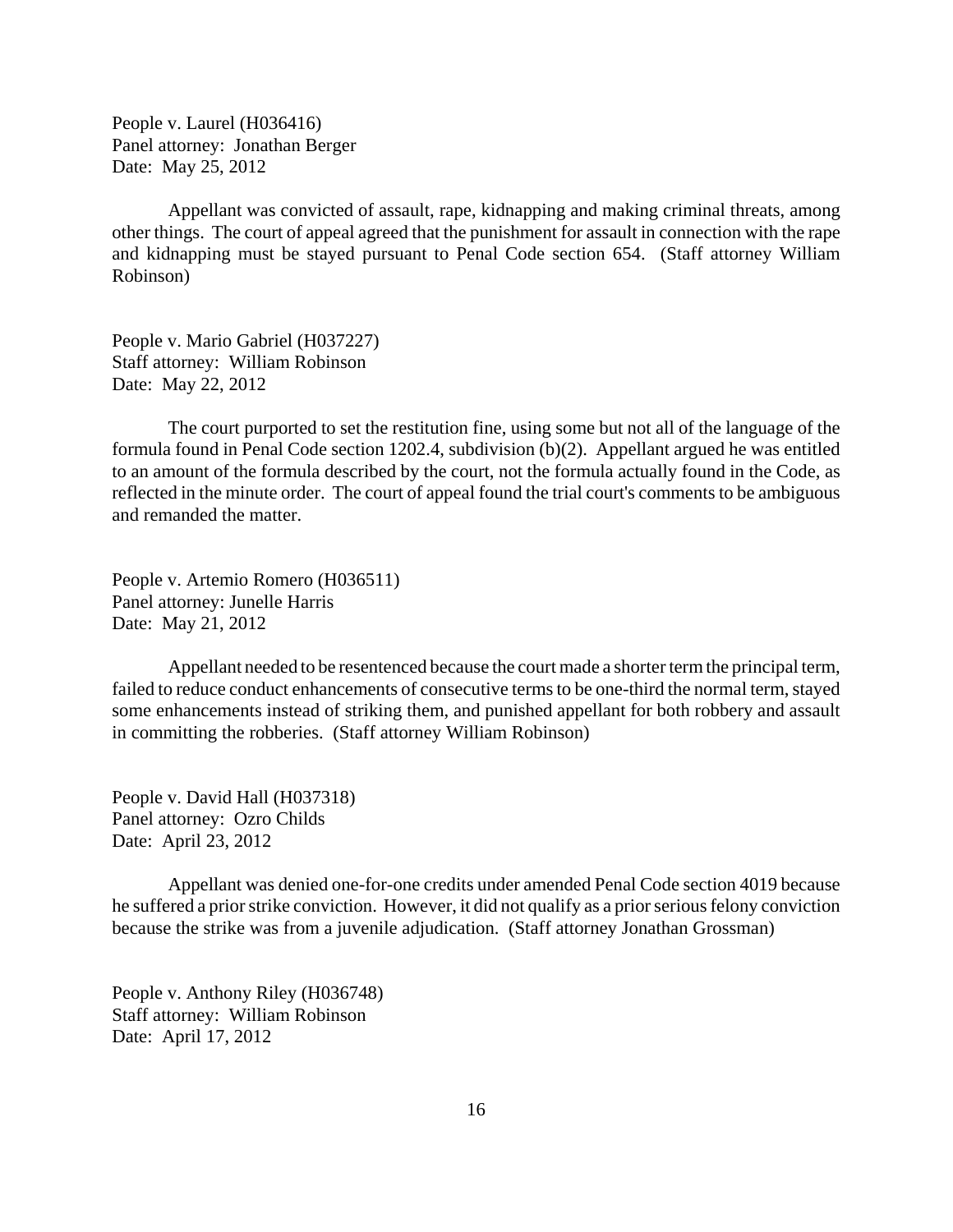People v. Laurel (H036416)
Panel attorney: Jonathan Berger
Date: May 25, 2012

Appellant was convicted of assault, rape, kidnapping and making criminal threats, among other things. The court of appeal agreed that the punishment for assault in connection with the rape and kidnapping must be stayed pursuant to Penal Code section 654. (Staff attorney William Robinson)

People v. Mario Gabriel (H037227)
Staff attorney: William Robinson
Date: May 22, 2012

The court purported to set the restitution fine, using some but not all of the language of the formula found in Penal Code section 1202.4, subdivision (b)(2). Appellant argued he was entitled to an amount of the formula described by the court, not the formula actually found in the Code, as reflected in the minute order. The court of appeal found the trial court's comments to be ambiguous and remanded the matter.

People v. Artemio Romero (H036511)
Panel attorney: Junelle Harris
Date: May 21, 2012

Appellant needed to be resentenced because the court made a shorter term the principal term, failed to reduce conduct enhancements of consecutive terms to be one-third the normal term, stayed some enhancements instead of striking them, and punished appellant for both robbery and assault in committing the robberies. (Staff attorney William Robinson)

People v. David Hall (H037318)
Panel attorney: Ozro Childs
Date: April 23, 2012

Appellant was denied one-for-one credits under amended Penal Code section 4019 because he suffered a prior strike conviction. However, it did not qualify as a prior serious felony conviction because the strike was from a juvenile adjudication. (Staff attorney Jonathan Grossman)

People v. Anthony Riley (H036748)
Staff attorney: William Robinson
Date: April 17, 2012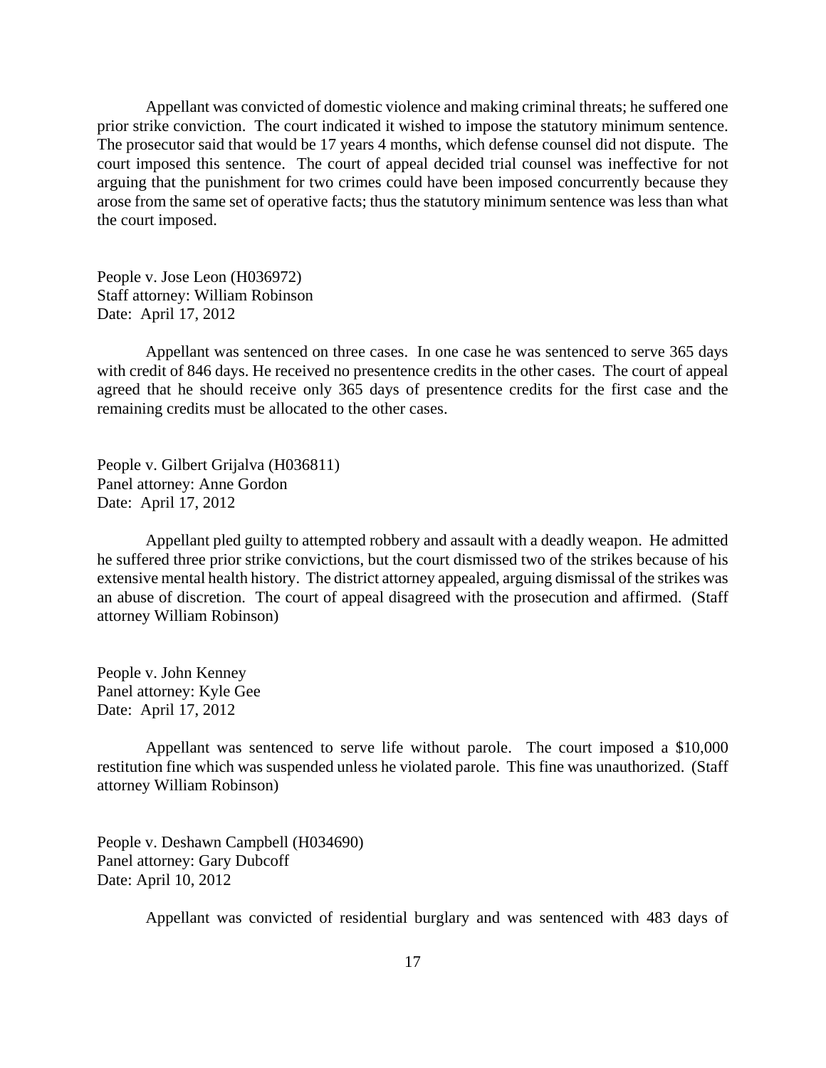Appellant was convicted of domestic violence and making criminal threats; he suffered one prior strike conviction. The court indicated it wished to impose the statutory minimum sentence. The prosecutor said that would be 17 years 4 months, which defense counsel did not dispute. The court imposed this sentence. The court of appeal decided trial counsel was ineffective for not arguing that the punishment for two crimes could have been imposed concurrently because they arose from the same set of operative facts; thus the statutory minimum sentence was less than what the court imposed.

People v. Jose Leon (H036972)
Staff attorney: William Robinson
Date: April 17, 2012

Appellant was sentenced on three cases. In one case he was sentenced to serve 365 days with credit of 846 days. He received no presentence credits in the other cases. The court of appeal agreed that he should receive only 365 days of presentence credits for the first case and the remaining credits must be allocated to the other cases.

People v. Gilbert Grijalva (H036811)
Panel attorney: Anne Gordon
Date: April 17, 2012

Appellant pled guilty to attempted robbery and assault with a deadly weapon. He admitted he suffered three prior strike convictions, but the court dismissed two of the strikes because of his extensive mental health history. The district attorney appealed, arguing dismissal of the strikes was an abuse of discretion. The court of appeal disagreed with the prosecution and affirmed. (Staff attorney William Robinson)

People v. John Kenney
Panel attorney: Kyle Gee
Date: April 17, 2012

Appellant was sentenced to serve life without parole. The court imposed a $10,000 restitution fine which was suspended unless he violated parole. This fine was unauthorized. (Staff attorney William Robinson)

People v. Deshawn Campbell (H034690)
Panel attorney: Gary Dubcoff
Date: April 10, 2012

Appellant was convicted of residential burglary and was sentenced with 483 days of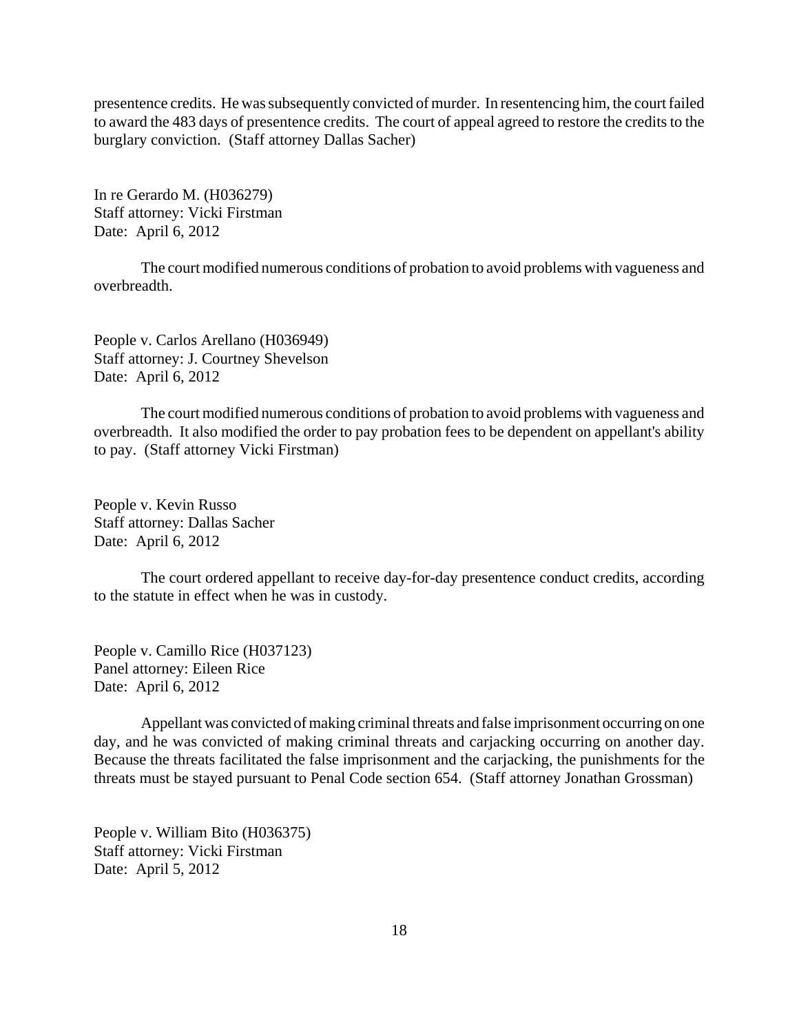presentence credits. He was subsequently convicted of murder. In resentencing him, the court failed to award the 483 days of presentence credits. The court of appeal agreed to restore the credits to the burglary conviction. (Staff attorney Dallas Sacher)

In re Gerardo M. (H036279)
Staff attorney: Vicki Firstman
Date: April 6, 2012

The court modified numerous conditions of probation to avoid problems with vagueness and overbreadth.

People v. Carlos Arellano (H036949)
Staff attorney: J. Courtney Shevelson
Date: April 6, 2012

The court modified numerous conditions of probation to avoid problems with vagueness and overbreadth. It also modified the order to pay probation fees to be dependent on appellant's ability to pay. (Staff attorney Vicki Firstman)

People v. Kevin Russo
Staff attorney: Dallas Sacher
Date: April 6, 2012

The court ordered appellant to receive day-for-day presentence conduct credits, according to the statute in effect when he was in custody.

People v. Camillo Rice (H037123)
Panel attorney: Eileen Rice
Date: April 6, 2012

Appellant was convicted of making criminal threats and false imprisonment occurring on one day, and he was convicted of making criminal threats and carjacking occurring on another day. Because the threats facilitated the false imprisonment and the carjacking, the punishments for the threats must be stayed pursuant to Penal Code section 654. (Staff attorney Jonathan Grossman)

People v. William Bito (H036375)
Staff attorney: Vicki Firstman
Date: April 5, 2012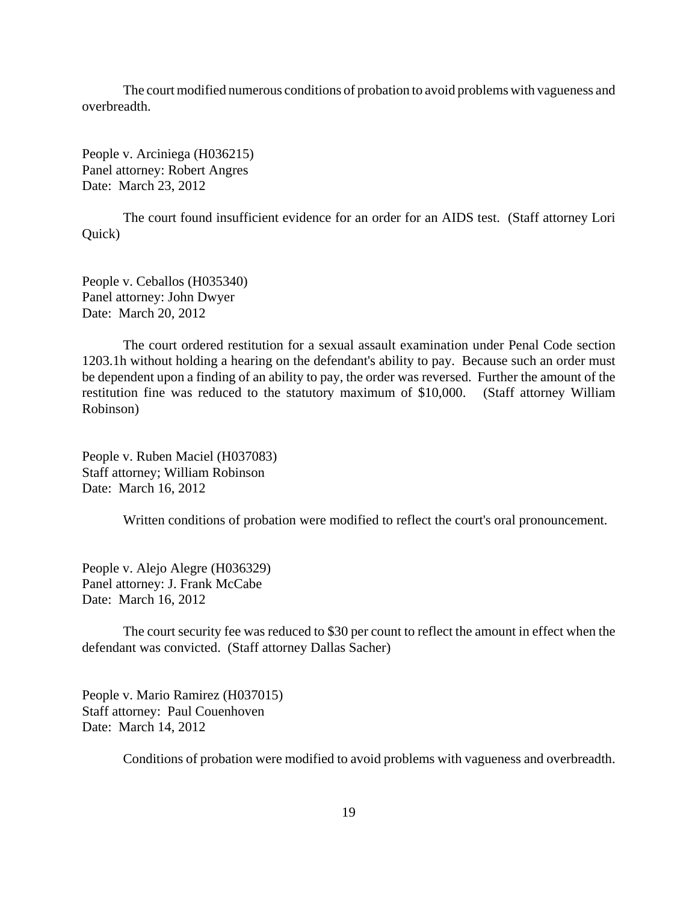The court modified numerous conditions of probation to avoid problems with vagueness and overbreadth.

People v. Arciniega (H036215)
Panel attorney: Robert Angres
Date: March 23, 2012

The court found insufficient evidence for an order for an AIDS test. (Staff attorney Lori Quick)

People v. Ceballos (H035340)
Panel attorney: John Dwyer
Date: March 20, 2012

The court ordered restitution for a sexual assault examination under Penal Code section 1203.1h without holding a hearing on the defendant's ability to pay. Because such an order must be dependent upon a finding of an ability to pay, the order was reversed. Further the amount of the restitution fine was reduced to the statutory maximum of $10,000. (Staff attorney William Robinson)

People v. Ruben Maciel (H037083)
Staff attorney; William Robinson
Date: March 16, 2012

Written conditions of probation were modified to reflect the court's oral pronouncement.

People v. Alejo Alegre (H036329)
Panel attorney: J. Frank McCabe
Date: March 16, 2012

The court security fee was reduced to $30 per count to reflect the amount in effect when the defendant was convicted. (Staff attorney Dallas Sacher)

People v. Mario Ramirez (H037015)
Staff attorney: Paul Couenhoven
Date: March 14, 2012

Conditions of probation were modified to avoid problems with vagueness and overbreadth.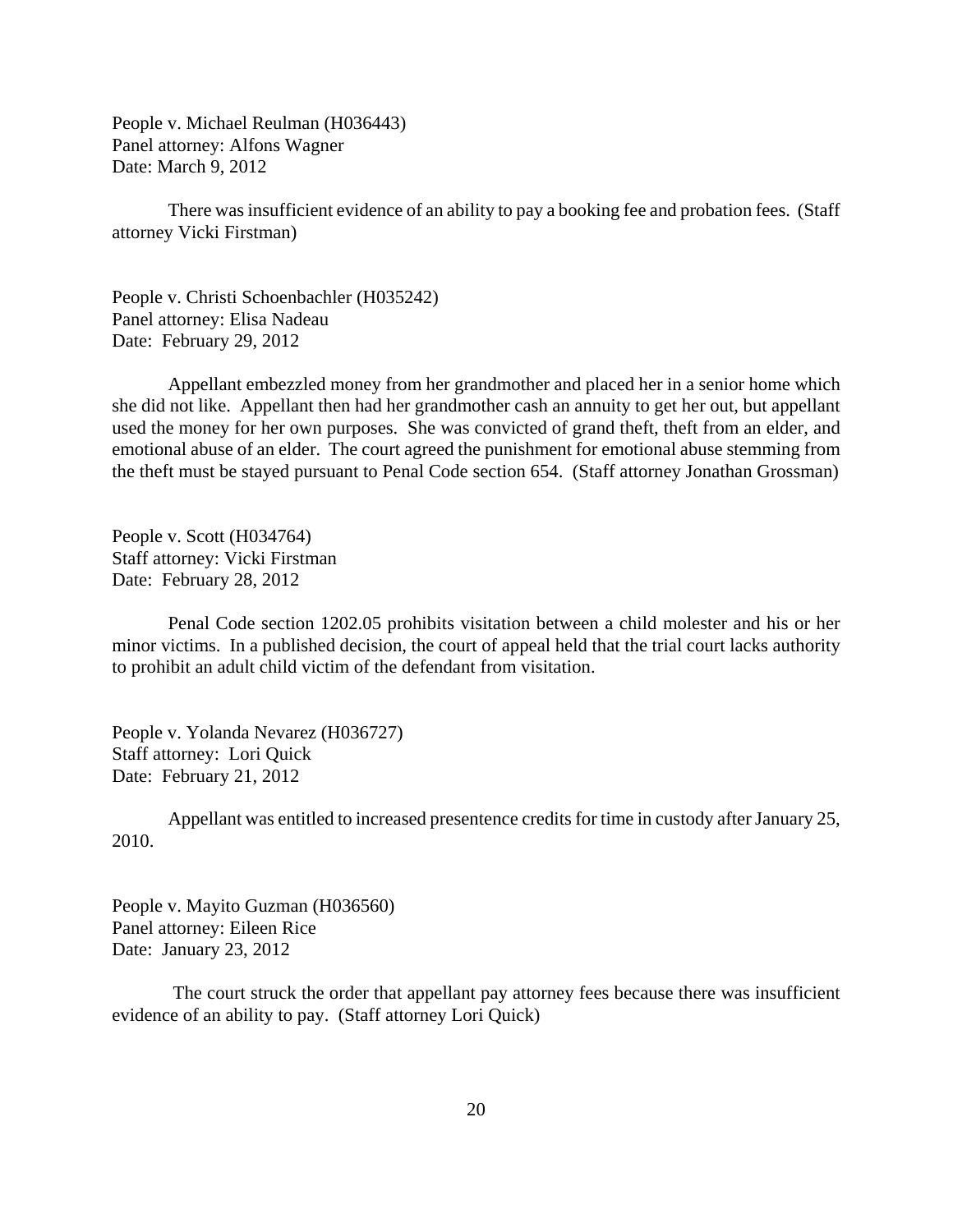People v. Michael Reulman (H036443)
Panel attorney: Alfons Wagner
Date: March 9, 2012

There was insufficient evidence of an ability to pay a booking fee and probation fees. (Staff attorney Vicki Firstman)

People v. Christi Schoenbachler (H035242)
Panel attorney: Elisa Nadeau
Date: February 29, 2012

Appellant embezzled money from her grandmother and placed her in a senior home which she did not like. Appellant then had her grandmother cash an annuity to get her out, but appellant used the money for her own purposes. She was convicted of grand theft, theft from an elder, and emotional abuse of an elder. The court agreed the punishment for emotional abuse stemming from the theft must be stayed pursuant to Penal Code section 654. (Staff attorney Jonathan Grossman)

People v. Scott (H034764)
Staff attorney: Vicki Firstman
Date: February 28, 2012

Penal Code section 1202.05 prohibits visitation between a child molester and his or her minor victims. In a published decision, the court of appeal held that the trial court lacks authority to prohibit an adult child victim of the defendant from visitation.

People v. Yolanda Nevarez (H036727)
Staff attorney: Lori Quick
Date: February 21, 2012

Appellant was entitled to increased presentence credits for time in custody after January 25, 2010.

People v. Mayito Guzman (H036560)
Panel attorney: Eileen Rice
Date: January 23, 2012

The court struck the order that appellant pay attorney fees because there was insufficient evidence of an ability to pay. (Staff attorney Lori Quick)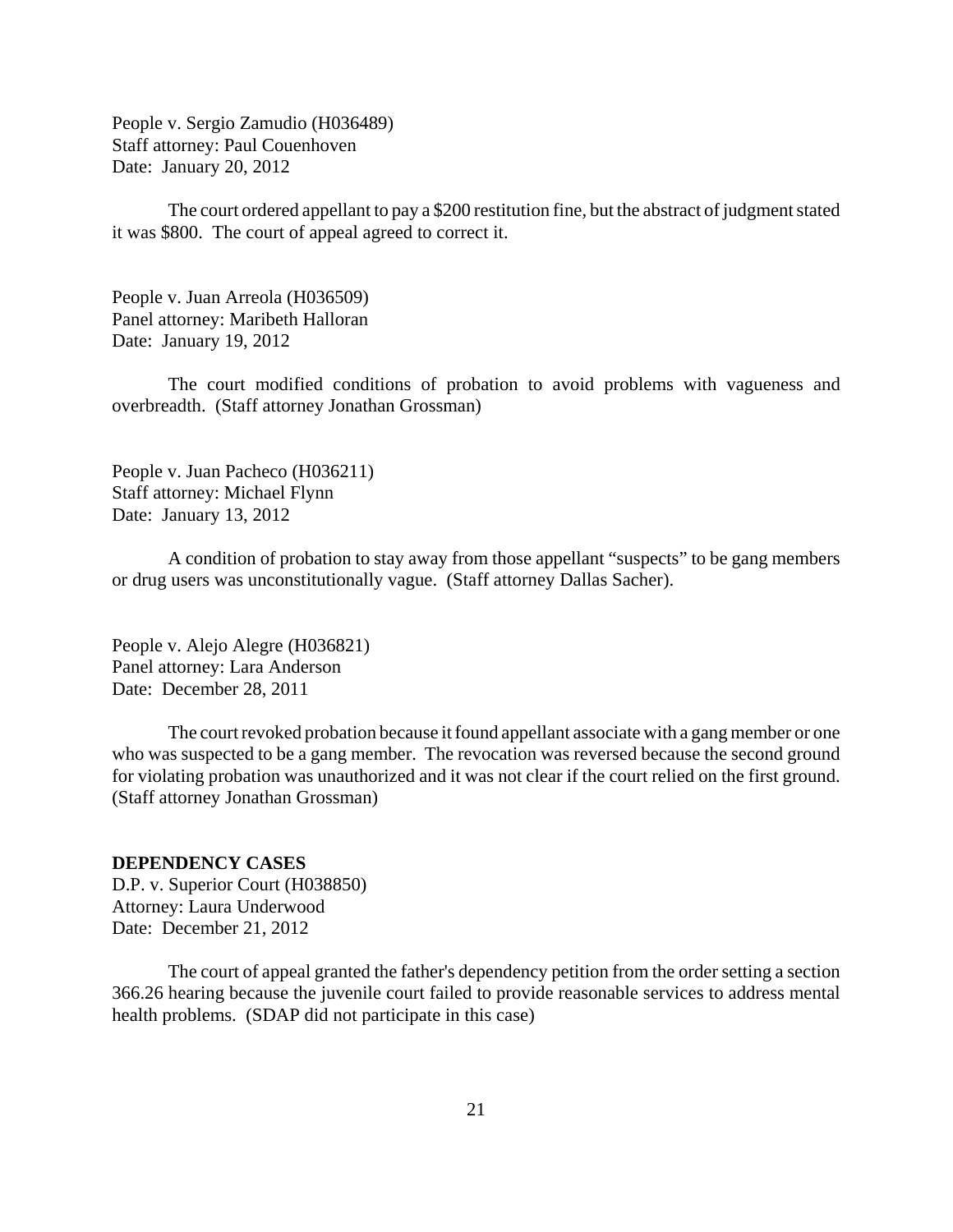People v. Sergio Zamudio (H036489)
Staff attorney: Paul Couenhoven
Date: January 20, 2012

The court ordered appellant to pay a $200 restitution fine, but the abstract of judgment stated it was $800. The court of appeal agreed to correct it.

People v. Juan Arreola (H036509)
Panel attorney: Maribeth Halloran
Date: January 19, 2012

The court modified conditions of probation to avoid problems with vagueness and overbreadth. (Staff attorney Jonathan Grossman)

People v. Juan Pacheco (H036211)
Staff attorney: Michael Flynn
Date: January 13, 2012

A condition of probation to stay away from those appellant "suspects" to be gang members or drug users was unconstitutionally vague. (Staff attorney Dallas Sacher).

People v. Alejo Alegre (H036821)
Panel attorney: Lara Anderson
Date: December 28, 2011

The court revoked probation because it found appellant associate with a gang member or one who was suspected to be a gang member. The revocation was reversed because the second ground for violating probation was unauthorized and it was not clear if the court relied on the first ground. (Staff attorney Jonathan Grossman)

**DEPENDENCY CASES**

D.P. v. Superior Court (H038850)
Attorney: Laura Underwood
Date: December 21, 2012

The court of appeal granted the father's dependency petition from the order setting a section 366.26 hearing because the juvenile court failed to provide reasonable services to address mental health problems. (SDAP did not participate in this case)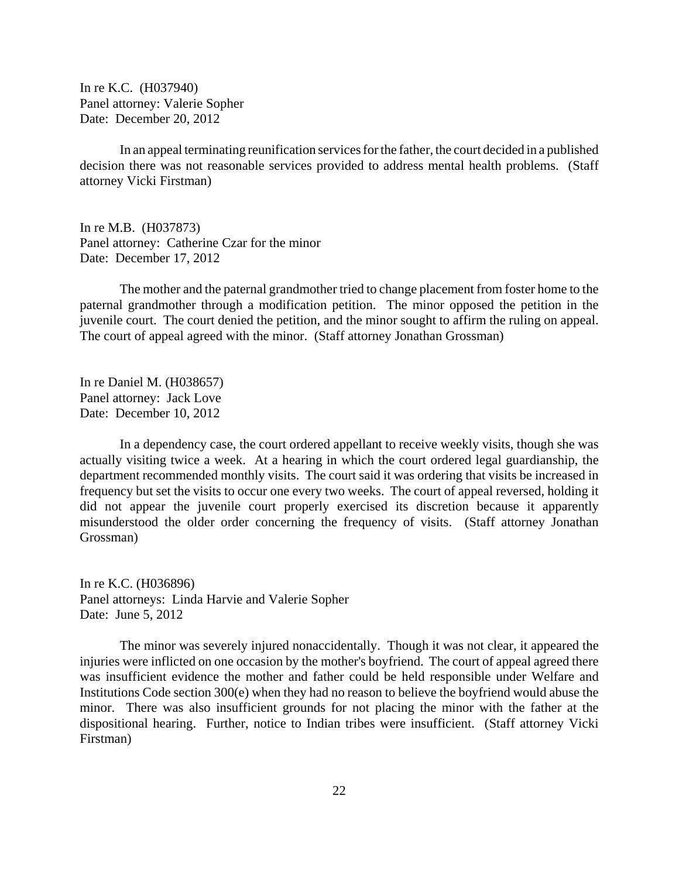In re K.C. (H037940)
Panel attorney: Valerie Sopher
Date: December 20, 2012

In an appeal terminating reunification services for the father, the court decided in a published decision there was not reasonable services provided to address mental health problems. (Staff attorney Vicki Firstman)

In re M.B. (H037873)
Panel attorney: Catherine Czar for the minor
Date: December 17, 2012

The mother and the paternal grandmother tried to change placement from foster home to the paternal grandmother through a modification petition. The minor opposed the petition in the juvenile court. The court denied the petition, and the minor sought to affirm the ruling on appeal. The court of appeal agreed with the minor. (Staff attorney Jonathan Grossman)

In re Daniel M. (H038657)
Panel attorney: Jack Love
Date: December 10, 2012

In a dependency case, the court ordered appellant to receive weekly visits, though she was actually visiting twice a week. At a hearing in which the court ordered legal guardianship, the department recommended monthly visits. The court said it was ordering that visits be increased in frequency but set the visits to occur one every two weeks. The court of appeal reversed, holding it did not appear the juvenile court properly exercised its discretion because it apparently misunderstood the older order concerning the frequency of visits. (Staff attorney Jonathan Grossman)

In re K.C. (H036896)
Panel attorneys: Linda Harvie and Valerie Sopher
Date: June 5, 2012

The minor was severely injured nonaccidentally. Though it was not clear, it appeared the injuries were inflicted on one occasion by the mother's boyfriend. The court of appeal agreed there was insufficient evidence the mother and father could be held responsible under Welfare and Institutions Code section 300(e) when they had no reason to believe the boyfriend would abuse the minor. There was also insufficient grounds for not placing the minor with the father at the dispositional hearing. Further, notice to Indian tribes were insufficient. (Staff attorney Vicki Firstman)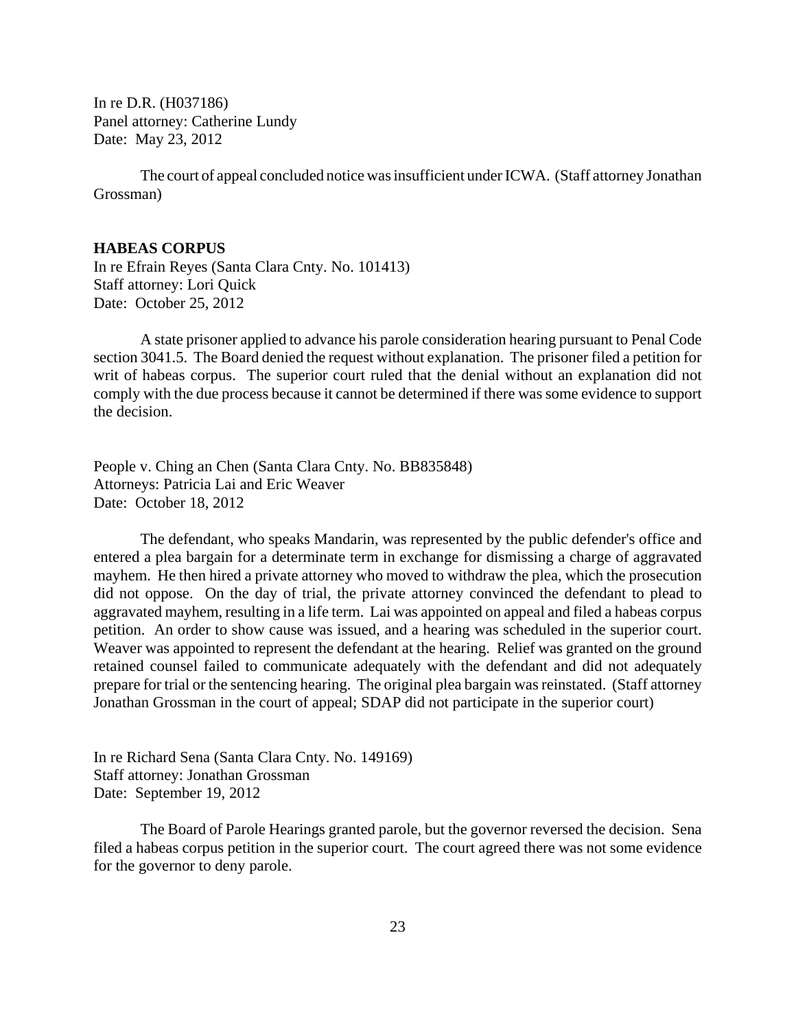In re D.R. (H037186)
Panel attorney: Catherine Lundy
Date: May 23, 2012

The court of appeal concluded notice was insufficient under ICWA. (Staff attorney Jonathan Grossman)

**HABEAS CORPUS**

In re Efrain Reyes (Santa Clara Cnty. No. 101413)
Staff attorney: Lori Quick
Date: October 25, 2012

A state prisoner applied to advance his parole consideration hearing pursuant to Penal Code section 3041.5. The Board denied the request without explanation. The prisoner filed a petition for writ of habeas corpus. The superior court ruled that the denial without an explanation did not comply with the due process because it cannot be determined if there was some evidence to support the decision.

People v. Ching an Chen (Santa Clara Cnty. No. BB835848)
Attorneys: Patricia Lai and Eric Weaver
Date: October 18, 2012

The defendant, who speaks Mandarin, was represented by the public defender's office and entered a plea bargain for a determinate term in exchange for dismissing a charge of aggravated mayhem. He then hired a private attorney who moved to withdraw the plea, which the prosecution did not oppose. On the day of trial, the private attorney convinced the defendant to plead to aggravated mayhem, resulting in a life term. Lai was appointed on appeal and filed a habeas corpus petition. An order to show cause was issued, and a hearing was scheduled in the superior court. Weaver was appointed to represent the defendant at the hearing. Relief was granted on the ground retained counsel failed to communicate adequately with the defendant and did not adequately prepare for trial or the sentencing hearing. The original plea bargain was reinstated. (Staff attorney Jonathan Grossman in the court of appeal; SDAP did not participate in the superior court)

In re Richard Sena (Santa Clara Cnty. No. 149169)
Staff attorney: Jonathan Grossman
Date: September 19, 2012

The Board of Parole Hearings granted parole, but the governor reversed the decision. Sena filed a habeas corpus petition in the superior court. The court agreed there was not some evidence for the governor to deny parole.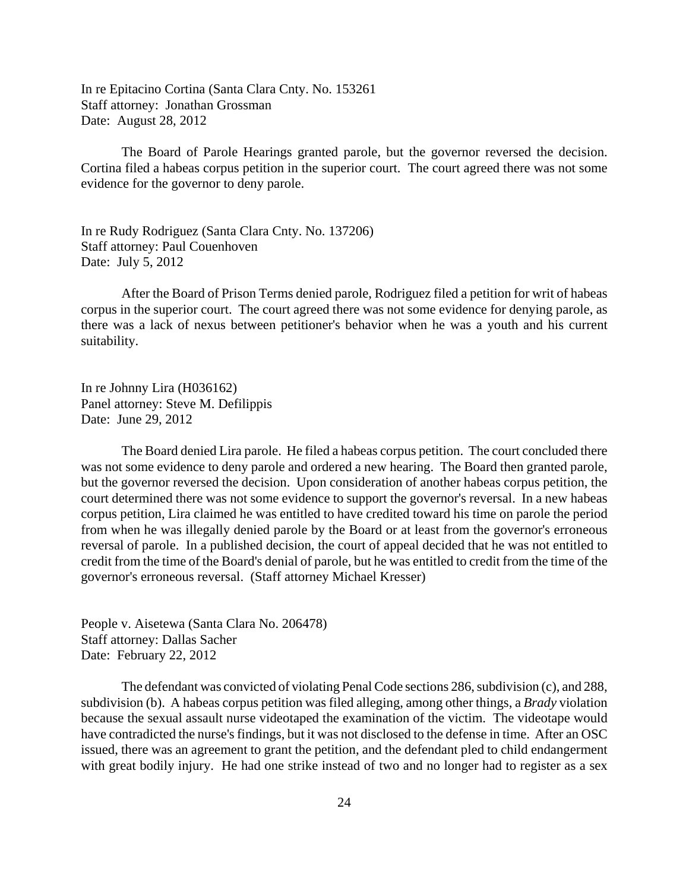In re Epitacino Cortina (Santa Clara Cnty. No. 153261
Staff attorney: Jonathan Grossman
Date: August 28, 2012

The Board of Parole Hearings granted parole, but the governor reversed the decision. Cortina filed a habeas corpus petition in the superior court. The court agreed there was not some evidence for the governor to deny parole.

In re Rudy Rodriguez (Santa Clara Cnty. No. 137206)
Staff attorney: Paul Couenhoven
Date: July 5, 2012

After the Board of Prison Terms denied parole, Rodriguez filed a petition for writ of habeas corpus in the superior court. The court agreed there was not some evidence for denying parole, as there was a lack of nexus between petitioner's behavior when he was a youth and his current suitability.

In re Johnny Lira (H036162)
Panel attorney: Steve M. Defilippis
Date: June 29, 2012

The Board denied Lira parole. He filed a habeas corpus petition. The court concluded there was not some evidence to deny parole and ordered a new hearing. The Board then granted parole, but the governor reversed the decision. Upon consideration of another habeas corpus petition, the court determined there was not some evidence to support the governor's reversal. In a new habeas corpus petition, Lira claimed he was entitled to have credited toward his time on parole the period from when he was illegally denied parole by the Board or at least from the governor's erroneous reversal of parole. In a published decision, the court of appeal decided that he was not entitled to credit from the time of the Board's denial of parole, but he was entitled to credit from the time of the governor's erroneous reversal. (Staff attorney Michael Kresser)

People v. Aisetewa (Santa Clara No. 206478)
Staff attorney: Dallas Sacher
Date: February 22, 2012

The defendant was convicted of violating Penal Code sections 286, subdivision (c), and 288, subdivision (b). A habeas corpus petition was filed alleging, among other things, a *Brady* violation because the sexual assault nurse videotaped the examination of the victim. The videotape would have contradicted the nurse's findings, but it was not disclosed to the defense in time. After an OSC issued, there was an agreement to grant the petition, and the defendant pled to child endangerment with great bodily injury. He had one strike instead of two and no longer had to register as a sex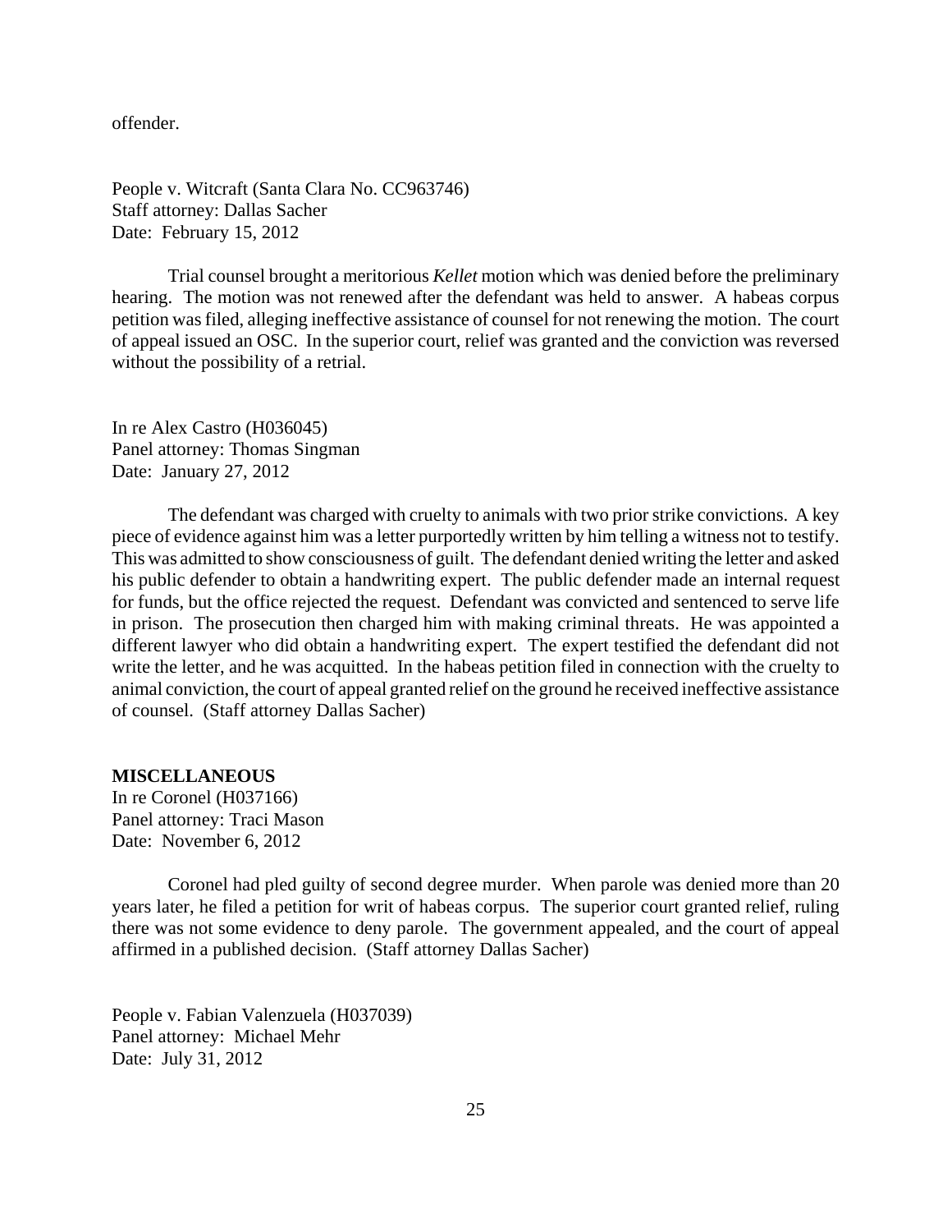offender.

People v. Witcraft (Santa Clara No. CC963746)
Staff attorney: Dallas Sacher
Date: February 15, 2012

Trial counsel brought a meritorious *Kellet* motion which was denied before the preliminary hearing. The motion was not renewed after the defendant was held to answer. A habeas corpus petition was filed, alleging ineffective assistance of counsel for not renewing the motion. The court of appeal issued an OSC. In the superior court, relief was granted and the conviction was reversed without the possibility of a retrial.

In re Alex Castro (H036045)
Panel attorney: Thomas Singman
Date: January 27, 2012

The defendant was charged with cruelty to animals with two prior strike convictions. A key piece of evidence against him was a letter purportedly written by him telling a witness not to testify. This was admitted to show consciousness of guilt. The defendant denied writing the letter and asked his public defender to obtain a handwriting expert. The public defender made an internal request for funds, but the office rejected the request. Defendant was convicted and sentenced to serve life in prison. The prosecution then charged him with making criminal threats. He was appointed a different lawyer who did obtain a handwriting expert. The expert testified the defendant did not write the letter, and he was acquitted. In the habeas petition filed in connection with the cruelty to animal conviction, the court of appeal granted relief on the ground he received ineffective assistance of counsel. (Staff attorney Dallas Sacher)

**MISCELLANEOUS**

In re Coronel (H037166)
Panel attorney: Traci Mason
Date: November 6, 2012

Coronel had pled guilty of second degree murder. When parole was denied more than 20 years later, he filed a petition for writ of habeas corpus. The superior court granted relief, ruling there was not some evidence to deny parole. The government appealed, and the court of appeal affirmed in a published decision. (Staff attorney Dallas Sacher)

People v. Fabian Valenzuela (H037039)
Panel attorney: Michael Mehr
Date: July 31, 2012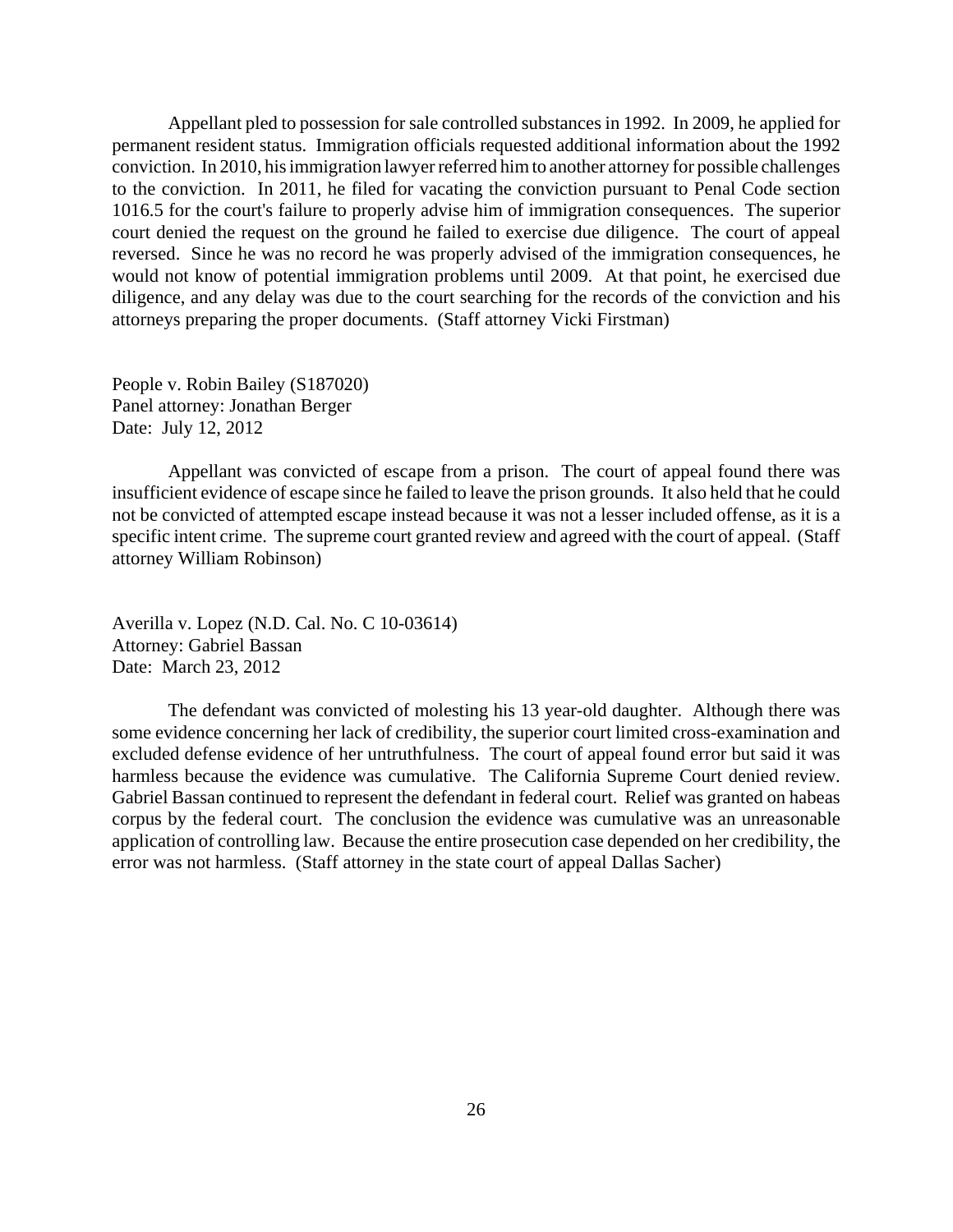Appellant pled to possession for sale controlled substances in 1992. In 2009, he applied for permanent resident status. Immigration officials requested additional information about the 1992 conviction. In 2010, his immigration lawyer referred him to another attorney for possible challenges to the conviction. In 2011, he filed for vacating the conviction pursuant to Penal Code section 1016.5 for the court's failure to properly advise him of immigration consequences. The superior court denied the request on the ground he failed to exercise due diligence. The court of appeal reversed. Since he was no record he was properly advised of the immigration consequences, he would not know of potential immigration problems until 2009. At that point, he exercised due diligence, and any delay was due to the court searching for the records of the conviction and his attorneys preparing the proper documents. (Staff attorney Vicki Firstman)

People v. Robin Bailey (S187020)
Panel attorney: Jonathan Berger
Date: July 12, 2012

Appellant was convicted of escape from a prison. The court of appeal found there was insufficient evidence of escape since he failed to leave the prison grounds. It also held that he could not be convicted of attempted escape instead because it was not a lesser included offense, as it is a specific intent crime. The supreme court granted review and agreed with the court of appeal. (Staff attorney William Robinson)

Averilla v. Lopez (N.D. Cal. No. C 10-03614)
Attorney: Gabriel Bassan
Date: March 23, 2012

The defendant was convicted of molesting his 13 year-old daughter. Although there was some evidence concerning her lack of credibility, the superior court limited cross-examination and excluded defense evidence of her untruthfulness. The court of appeal found error but said it was harmless because the evidence was cumulative. The California Supreme Court denied review. Gabriel Bassan continued to represent the defendant in federal court. Relief was granted on habeas corpus by the federal court. The conclusion the evidence was cumulative was an unreasonable application of controlling law. Because the entire prosecution case depended on her credibility, the error was not harmless. (Staff attorney in the state court of appeal Dallas Sacher)